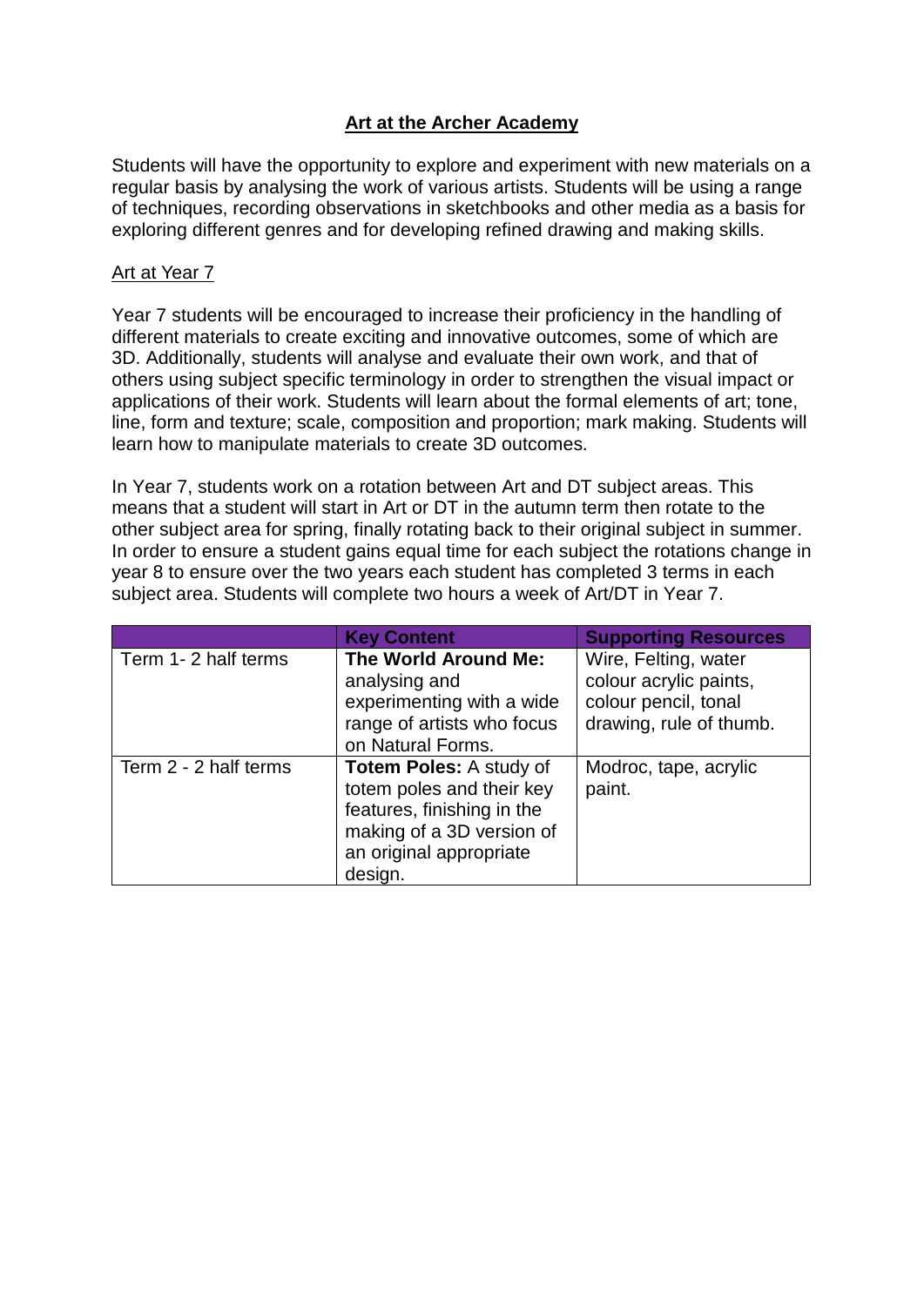# Art at the Archer Academy

Students will have the opportunity to explore and experiment with new materials on a regular basis by analysing the work of various artists. Students will be using a range of techniques, recording observations in sketchbooks and other media as a basis for exploring different genres and for developing refined drawing and making skills.

## Art at Year 7

Year 7 students will be encouraged to increase their proficiency in the handling of different materials to create exciting and innovative outcomes, some of which are 3D. Additionally, students will analyse and evaluate their own work, and that of others using subject specific terminology in order to strengthen the visual impact or applications of their work. Students will learn about the formal elements of art; tone, line, form and texture; scale, composition and proportion; mark making. Students will learn how to manipulate materials to create 3D outcomes.

In Year 7, students work on a rotation between Art and DT subject areas. This means that a student will start in Art or DT in the autumn term then rotate to the other subject area for spring, finally rotating back to their original subject in summer. In order to ensure a student gains equal time for each subject the rotations change in year 8 to ensure over the two years each student has completed 3 terms in each subject area. Students will complete two hours a week of Art/DT in Year 7.

| | Key Content | Supporting Resources |
|---|---|---|
| Term 1- 2 half terms | **The World Around Me:** analysing and experimenting with a wide range of artists who focus on Natural Forms. | Wire, Felting, water colour acrylic paints, colour pencil, tonal drawing, rule of thumb. |
| Term 2 - 2 half terms | **Totem Poles:** A study of totem poles and their key features, finishing in the making of a 3D version of an original appropriate design. | Modroc, tape, acrylic paint. |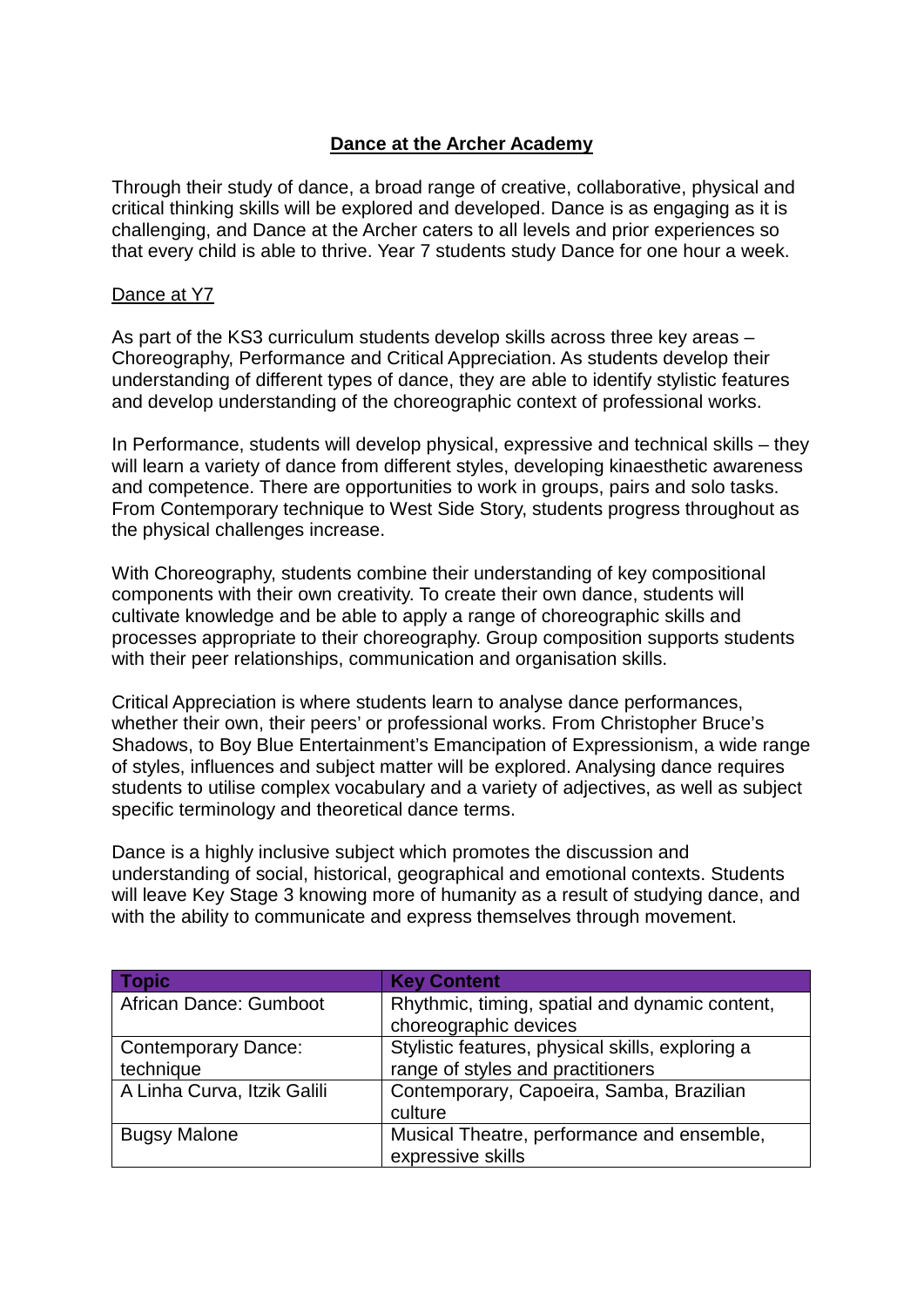## **Dance at the Archer Academy**

Through their study of dance, a broad range of creative, collaborative, physical and critical thinking skills will be explored and developed. Dance is as engaging as it is challenging, and Dance at the Archer caters to all levels and prior experiences so that every child is able to thrive. Year 7 students study Dance for one hour a week.

### Dance at Y7

As part of the KS3 curriculum students develop skills across three key areas – Choreography, Performance and Critical Appreciation. As students develop their understanding of different types of dance, they are able to identify stylistic features and develop understanding of the choreographic context of professional works.

In Performance, students will develop physical, expressive and technical skills – they will learn a variety of dance from different styles, developing kinaesthetic awareness and competence. There are opportunities to work in groups, pairs and solo tasks. From Contemporary technique to West Side Story, students progress throughout as the physical challenges increase.

With Choreography, students combine their understanding of key compositional components with their own creativity. To create their own dance, students will cultivate knowledge and be able to apply a range of choreographic skills and processes appropriate to their choreography. Group composition supports students with their peer relationships, communication and organisation skills.

Critical Appreciation is where students learn to analyse dance performances, whether their own, their peers' or professional works. From Christopher Bruce's Shadows, to Boy Blue Entertainment's Emancipation of Expressionism, a wide range of styles, influences and subject matter will be explored. Analysing dance requires students to utilise complex vocabulary and a variety of adjectives, as well as subject specific terminology and theoretical dance terms.

Dance is a highly inclusive subject which promotes the discussion and understanding of social, historical, geographical and emotional contexts. Students will leave Key Stage 3 knowing more of humanity as a result of studying dance, and with the ability to communicate and express themselves through movement.

| Topic | Key Content |
|---|---|
| African Dance: Gumboot | Rhythmic, timing, spatial and dynamic content, choreographic devices |
| Contemporary Dance: technique | Stylistic features, physical skills, exploring a range of styles and practitioners |
| A Linha Curva, Itzik Galili | Contemporary, Capoeira, Samba, Brazilian culture |
| Bugsy Malone | Musical Theatre, performance and ensemble, expressive skills |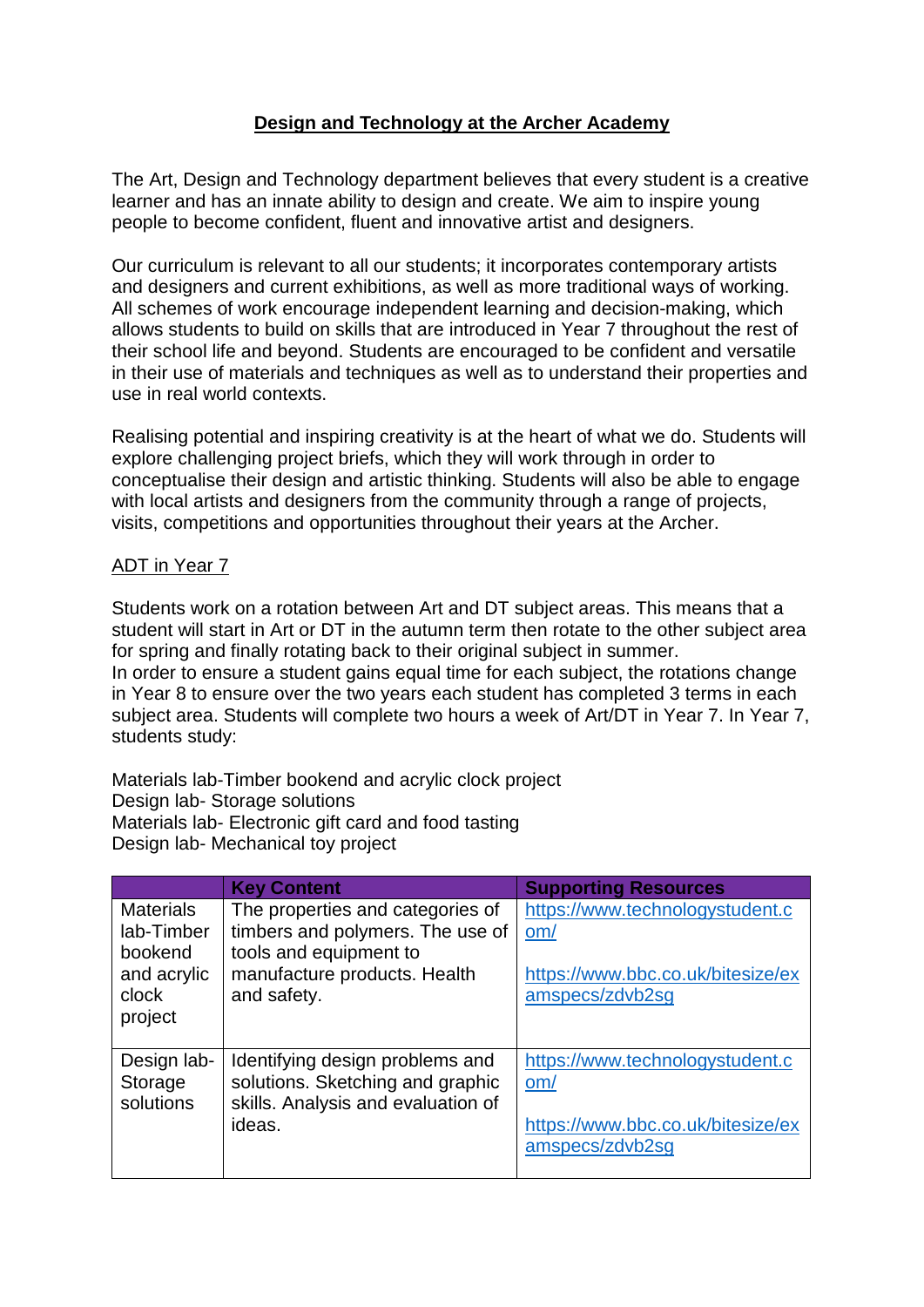# Design and Technology at the Archer Academy

The Art, Design and Technology department believes that every student is a creative learner and has an innate ability to design and create. We aim to inspire young people to become confident, fluent and innovative artist and designers.

Our curriculum is relevant to all our students; it incorporates contemporary artists and designers and current exhibitions, as well as more traditional ways of working. All schemes of work encourage independent learning and decision-making, which allows students to build on skills that are introduced in Year 7 throughout the rest of their school life and beyond. Students are encouraged to be confident and versatile in their use of materials and techniques as well as to understand their properties and use in real world contexts.

Realising potential and inspiring creativity is at the heart of what we do. Students will explore challenging project briefs, which they will work through in order to conceptualise their design and artistic thinking. Students will also be able to engage with local artists and designers from the community through a range of projects, visits, competitions and opportunities throughout their years at the Archer.

## ADT in Year 7

Students work on a rotation between Art and DT subject areas. This means that a student will start in Art or DT in the autumn term then rotate to the other subject area for spring and finally rotating back to their original subject in summer.
In order to ensure a student gains equal time for each subject, the rotations change in Year 8 to ensure over the two years each student has completed 3 terms in each subject area. Students will complete two hours a week of Art/DT in Year 7. In Year 7, students study:

Materials lab-Timber bookend and acrylic clock project
Design lab- Storage solutions
Materials lab- Electronic gift card and food tasting
Design lab- Mechanical toy project

| | Key Content | Supporting Resources |
|---|---|---|
| Materials lab-Timber bookend and acrylic clock project | The properties and categories of timbers and polymers. The use of tools and equipment to manufacture products. Health and safety. | https://www.technologystudent.com/<br><br>https://www.bbc.co.uk/bitesize/examspecs/zdvb2sg |
| Design lab- Storage solutions | Identifying design problems and solutions. Sketching and graphic skills. Analysis and evaluation of ideas. | https://www.technologystudent.com/<br><br>https://www.bbc.co.uk/bitesize/examspecs/zdvb2sg |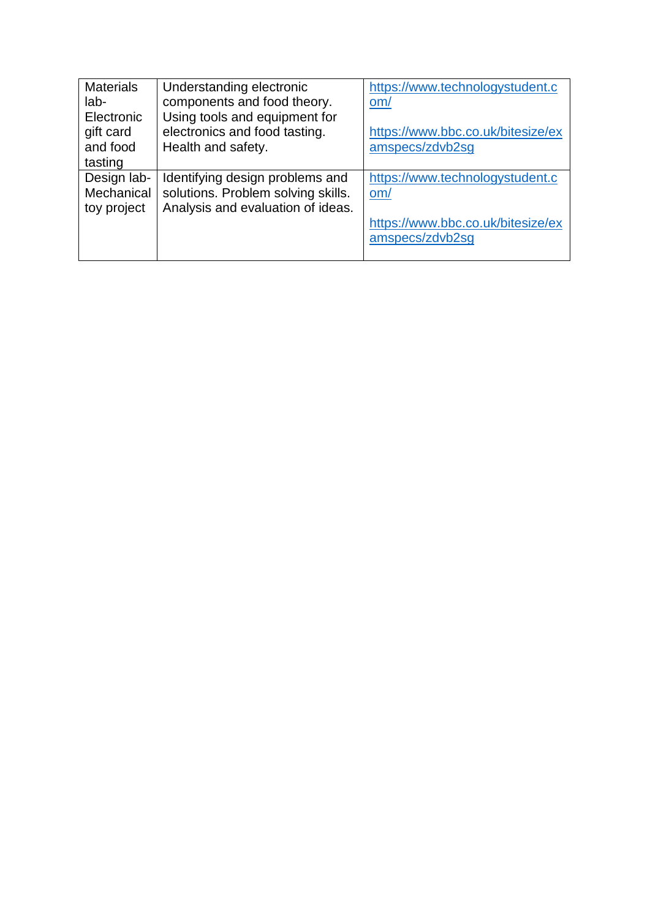| | | |
|---|---|---|
| Materials lab- Electronic gift card and food tasting | Understanding electronic components and food theory. Using tools and equipment for electronics and food tasting. Health and safety. | https://www.technologystudent.com/ <br><br> https://www.bbc.co.uk/bitesize/examspecs/zdvb2sg |
| Design lab- Mechanical toy project | Identifying design problems and solutions. Problem solving skills. Analysis and evaluation of ideas. | https://www.technologystudent.com/ <br><br> https://www.bbc.co.uk/bitesize/examspecs/zdvb2sg |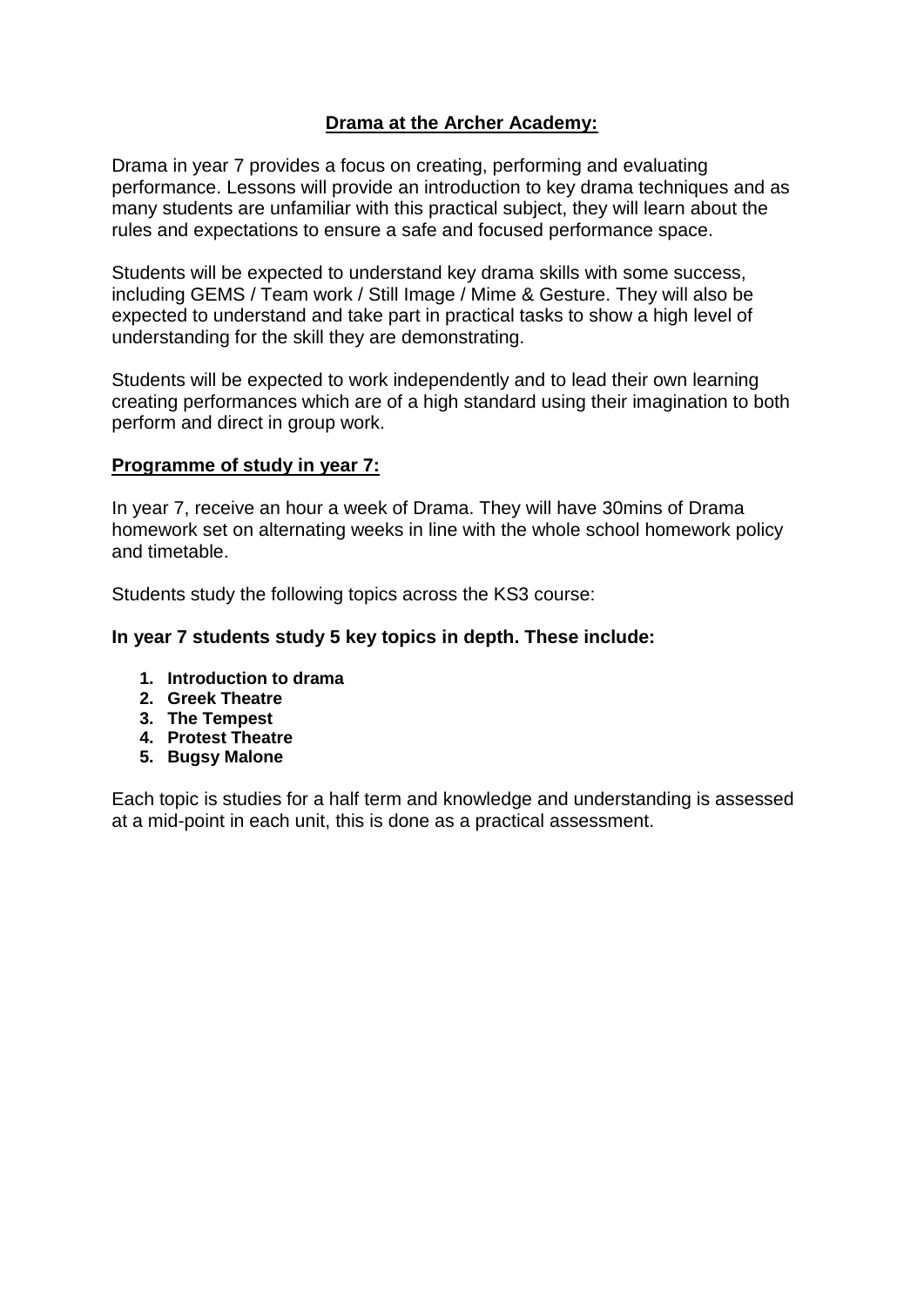## **Drama at the Archer Academy:**

Drama in year 7 provides a focus on creating, performing and evaluating performance. Lessons will provide an introduction to key drama techniques and as many students are unfamiliar with this practical subject, they will learn about the rules and expectations to ensure a safe and focused performance space.

Students will be expected to understand key drama skills with some success, including GEMS / Team work / Still Image / Mime & Gesture. They will also be expected to understand and take part in practical tasks to show a high level of understanding for the skill they are demonstrating.

Students will be expected to work independently and to lead their own learning creating performances which are of a high standard using their imagination to both perform and direct in group work.

### **Programme of study in year 7:**

In year 7, receive an hour a week of Drama. They will have 30mins of Drama homework set on alternating weeks in line with the whole school homework policy and timetable.

Students study the following topics across the KS3 course:

**In year 7 students study 5 key topics in depth. These include:**

1. **Introduction to drama**
2. **Greek Theatre**
3. **The Tempest**
4. **Protest Theatre**
5. **Bugsy Malone**

Each topic is studies for a half term and knowledge and understanding is assessed at a mid-point in each unit, this is done as a practical assessment.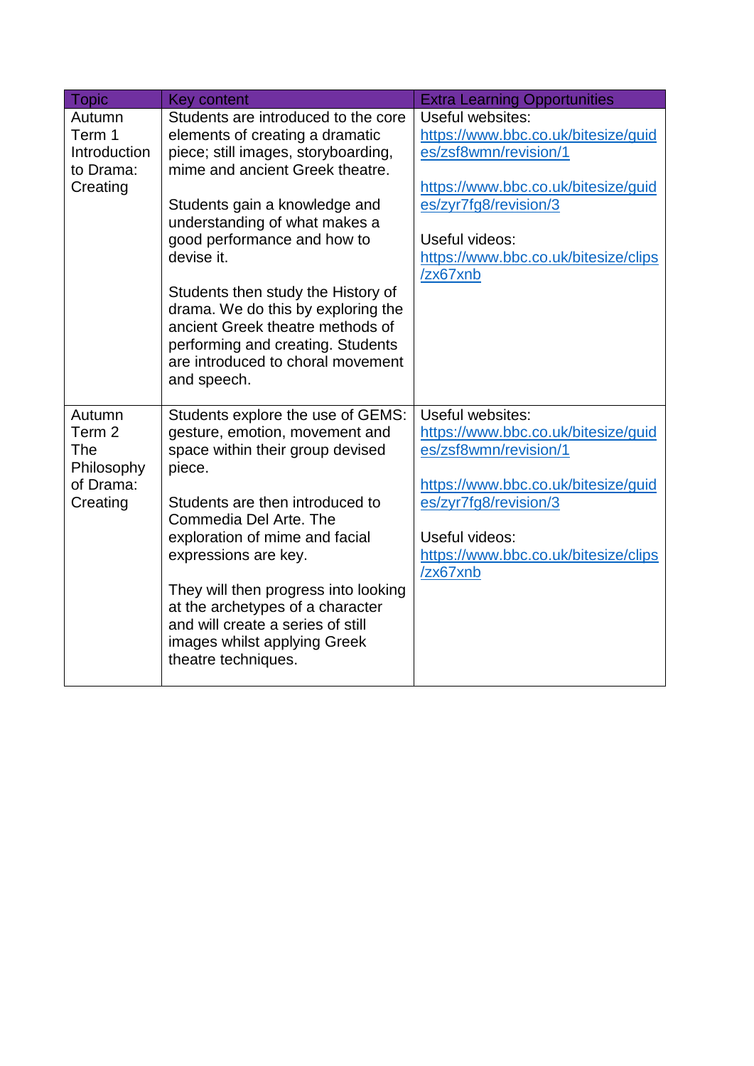| Topic | Key content | Extra Learning Opportunities |
|---|---|---|
| Autumn Term 1 Introduction to Drama: Creating | Students are introduced to the core elements of creating a dramatic piece; still images, storyboarding, mime and ancient Greek theatre.<br><br>Students gain a knowledge and understanding of what makes a good performance and how to devise it.<br><br>Students then study the History of drama. We do this by exploring the ancient Greek theatre methods of performing and creating. Students are introduced to choral movement and speech. | Useful websites:<br>https://www.bbc.co.uk/bitesize/guides/zsf8wmn/revision/1<br><br>https://www.bbc.co.uk/bitesize/guides/zyr7fg8/revision/3<br><br>Useful videos:<br>https://www.bbc.co.uk/bitesize/clips/zx67xnb |
| Autumn Term 2 The Philosophy of Drama: Creating | Students explore the use of GEMS: gesture, emotion, movement and space within their group devised piece.<br><br>Students are then introduced to Commedia Del Arte. The exploration of mime and facial expressions are key.<br><br>They will then progress into looking at the archetypes of a character and will create a series of still images whilst applying Greek theatre techniques. | Useful websites:<br>https://www.bbc.co.uk/bitesize/guides/zsf8wmn/revision/1<br><br>https://www.bbc.co.uk/bitesize/guides/zyr7fg8/revision/3<br><br>Useful videos:<br>https://www.bbc.co.uk/bitesize/clips/zx67xnb |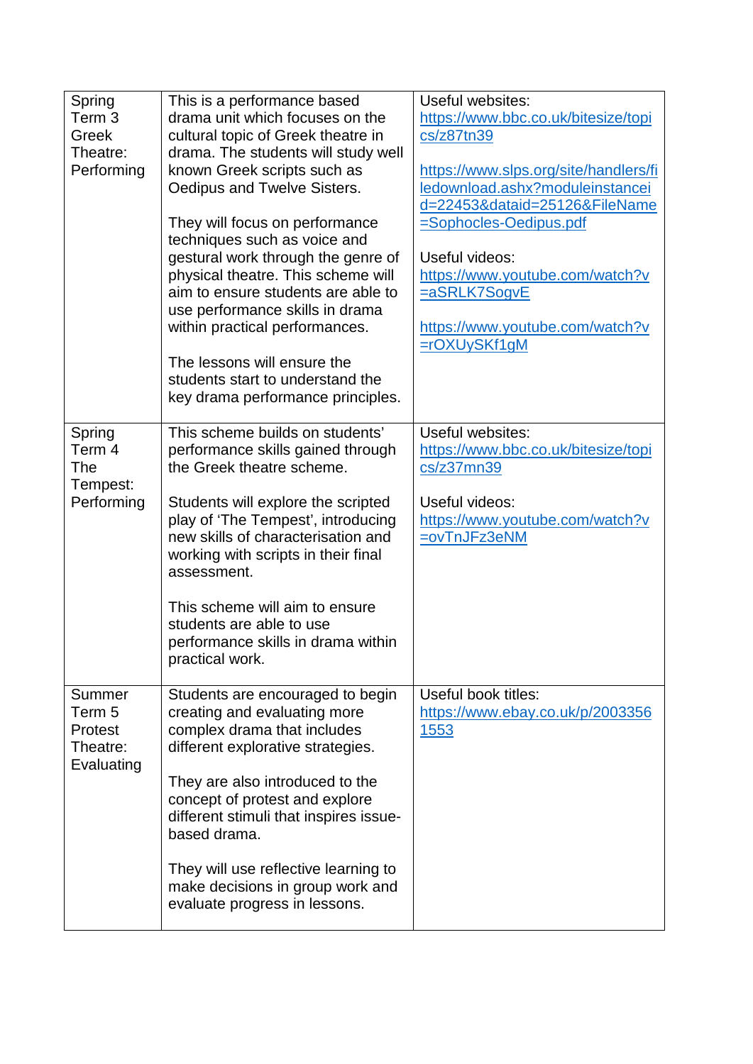| | | |
|---|---|---|
| Spring Term 3 Greek Theatre: Performing | This is a performance based drama unit which focuses on the cultural topic of Greek theatre in drama. The students will study well known Greek scripts such as Oedipus and Twelve Sisters.<br><br>They will focus on performance techniques such as voice and gestural work through the genre of physical theatre. This scheme will aim to ensure students are able to use performance skills in drama within practical performances.<br><br>The lessons will ensure the students start to understand the key drama performance principles. | Useful websites:<br>https://www.bbc.co.uk/bitesize/topics/z87tn39<br><br>https://www.slps.org/site/handlers/filedownload.ashx?moduleinstanceid=22453&dataid=25126&FileName=Sophocles-Oedipus.pdf<br><br>Useful videos:<br>https://www.youtube.com/watch?v=aSRLK7SogvE<br><br>https://www.youtube.com/watch?v=rOXUySKf1gM |
| Spring Term 4 The Tempest: Performing | This scheme builds on students' performance skills gained through the Greek theatre scheme.<br><br>Students will explore the scripted play of 'The Tempest', introducing new skills of characterisation and working with scripts in their final assessment.<br><br>This scheme will aim to ensure students are able to use performance skills in drama within practical work. | Useful websites:<br>https://www.bbc.co.uk/bitesize/topics/z37mn39<br><br>Useful videos:<br>https://www.youtube.com/watch?v=ovTnJFz3eNM |
| Summer Term 5 Protest Theatre: Evaluating | Students are encouraged to begin creating and evaluating more complex drama that includes different explorative strategies.<br><br>They are also introduced to the concept of protest and explore different stimuli that inspires issue-based drama.<br><br>They will use reflective learning to make decisions in group work and evaluate progress in lessons. | Useful book titles:<br>https://www.ebay.co.uk/p/20033561553 |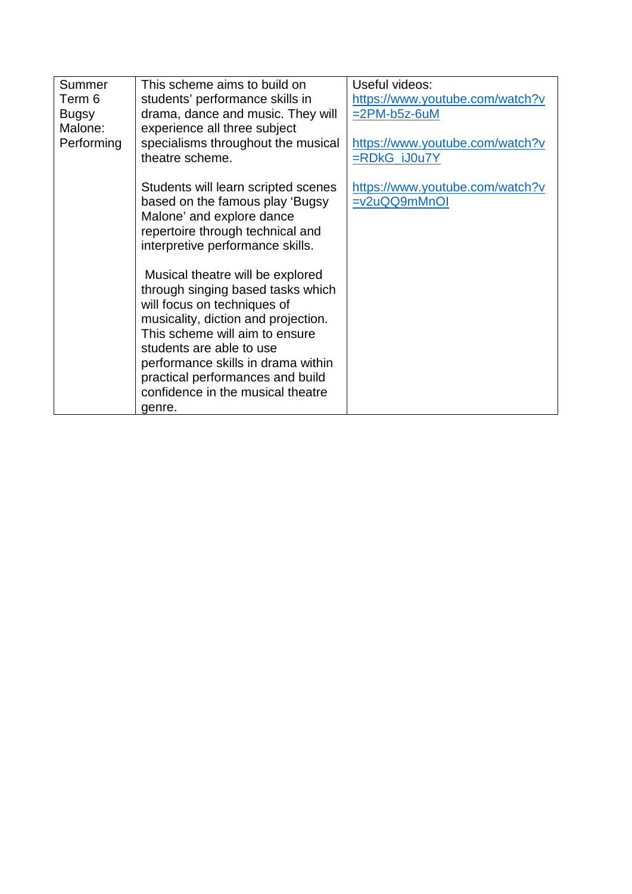| | | |
|---|---|---|
| Summer Term 6 Bugsy Malone: Performing | This scheme aims to build on students' performance skills in drama, dance and music. They will experience all three subject specialisms throughout the musical theatre scheme.<br><br>Students will learn scripted scenes based on the famous play 'Bugsy Malone' and explore dance repertoire through technical and interpretive performance skills.<br><br>Musical theatre will be explored through singing based tasks which will focus on techniques of musicality, diction and projection. This scheme will aim to ensure students are able to use performance skills in drama within practical performances and build confidence in the musical theatre genre. | Useful videos:<br>https://www.youtube.com/watch?v=2PM-b5z-6uM<br><br>https://www.youtube.com/watch?v=RDkG_iJ0u7Y<br><br>https://www.youtube.com/watch?v=v2uQQ9mMnOI |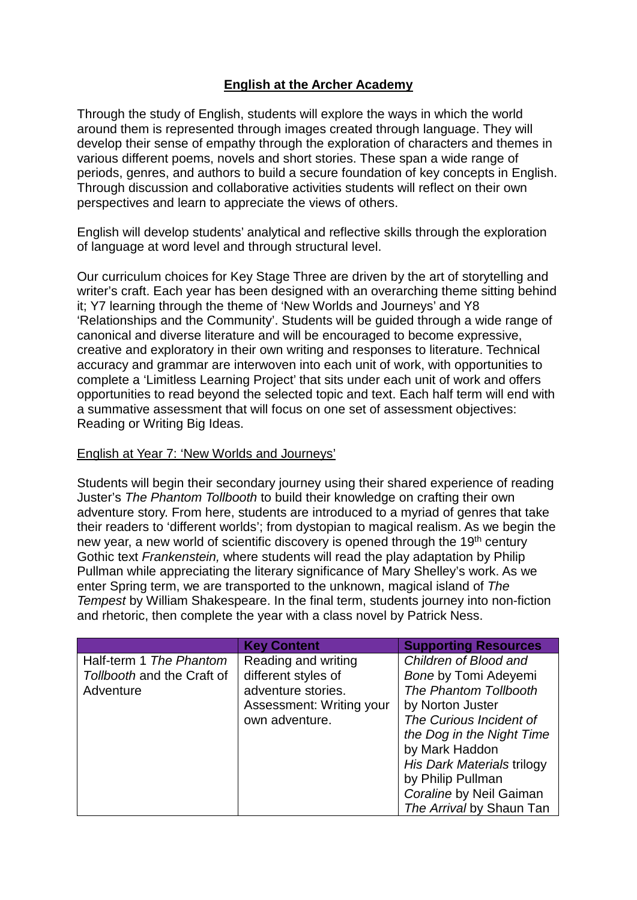**English at the Archer Academy**

Through the study of English, students will explore the ways in which the world around them is represented through images created through language. They will develop their sense of empathy through the exploration of characters and themes in various different poems, novels and short stories. These span a wide range of periods, genres, and authors to build a secure foundation of key concepts in English. Through discussion and collaborative activities students will reflect on their own perspectives and learn to appreciate the views of others.

English will develop students' analytical and reflective skills through the exploration of language at word level and through structural level.

Our curriculum choices for Key Stage Three are driven by the art of storytelling and writer's craft. Each year has been designed with an overarching theme sitting behind it; Y7 learning through the theme of 'New Worlds and Journeys' and Y8 'Relationships and the Community'. Students will be guided through a wide range of canonical and diverse literature and will be encouraged to become expressive, creative and exploratory in their own writing and responses to literature. Technical accuracy and grammar are interwoven into each unit of work, with opportunities to complete a 'Limitless Learning Project' that sits under each unit of work and offers opportunities to read beyond the selected topic and text. Each half term will end with a summative assessment that will focus on one set of assessment objectives: Reading or Writing Big Ideas.

English at Year 7: 'New Worlds and Journeys'

Students will begin their secondary journey using their shared experience of reading Juster's *The Phantom Tollbooth* to build their knowledge on crafting their own adventure story. From here, students are introduced to a myriad of genres that take their readers to 'different worlds'; from dystopian to magical realism. As we begin the new year, a new world of scientific discovery is opened through the 19th century Gothic text *Frankenstein,* where students will read the play adaptation by Philip Pullman while appreciating the literary significance of Mary Shelley's work. As we enter Spring term, we are transported to the unknown, magical island of *The Tempest* by William Shakespeare. In the final term, students journey into non-fiction and rhetoric, then complete the year with a class novel by Patrick Ness.

| | **Key Content** | **Supporting Resources** |
|---|---|---|
| Half-term 1 *The Phantom Tollbooth* and the Craft of Adventure | Reading and writing different styles of adventure stories. Assessment: Writing your own adventure. | *Children of Blood and Bone* by Tomi Adeyemi<br>*The Phantom Tollbooth* by Norton Juster<br>*The Curious Incident of the Dog in the Night Time* by Mark Haddon<br>*His Dark Materials* trilogy by Philip Pullman<br>*Coraline* by Neil Gaiman<br>*The Arrival* by Shaun Tan |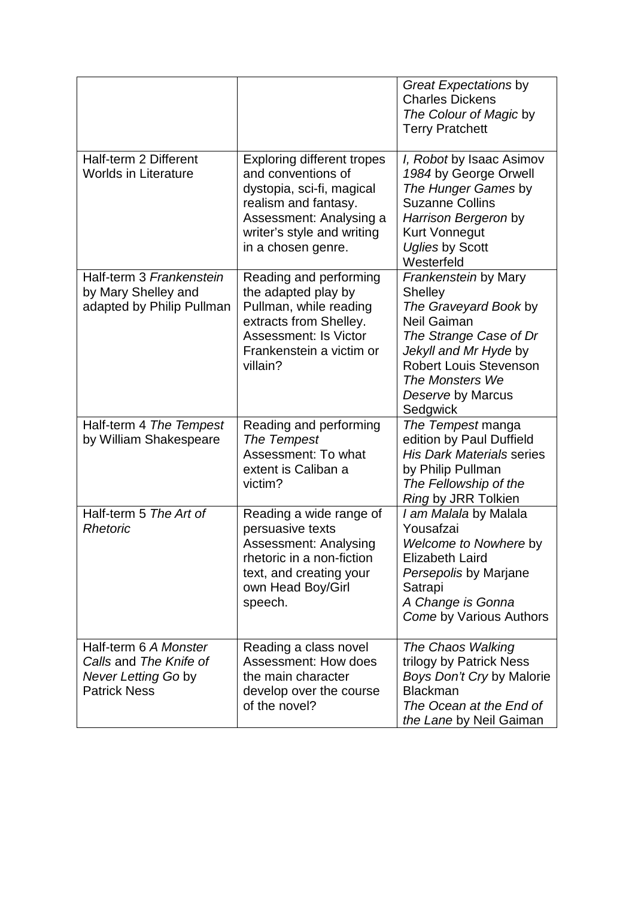| | | |
|---|---|---|
| | | *Great Expectations* by Charles Dickens<br>*The Colour of Magic* by Terry Pratchett |
| Half-term 2 Different Worlds in Literature | Exploring different tropes and conventions of dystopia, sci-fi, magical realism and fantasy.<br>Assessment: Analysing a writer's style and writing in a chosen genre. | *I, Robot* by Isaac Asimov<br>*1984* by George Orwell<br>*The Hunger Games* by Suzanne Collins<br>*Harrison Bergeron* by Kurt Vonnegut<br>*Uglies* by Scott Westerfeld |
| Half-term 3 *Frankenstein* by Mary Shelley and adapted by Philip Pullman | Reading and performing the adapted play by Pullman, while reading extracts from Shelley.<br>Assessment: Is Victor Frankenstein a victim or villain? | *Frankenstein* by Mary Shelley<br>*The Graveyard Book* by Neil Gaiman<br>*The Strange Case of Dr Jekyll and Mr Hyde* by Robert Louis Stevenson<br>*The Monsters We Deserve* by Marcus Sedgwick |
| Half-term 4 *The Tempest* by William Shakespeare | Reading and performing *The Tempest*<br>Assessment: To what extent is Caliban a victim? | *The Tempest* manga edition by Paul Duffield<br>*His Dark Materials* series by Philip Pullman<br>*The Fellowship of the Ring* by JRR Tolkien |
| Half-term 5 *The Art of Rhetoric* | Reading a wide range of persuasive texts<br>Assessment: Analysing rhetoric in a non-fiction text, and creating your own Head Boy/Girl speech. | *I am Malala* by Malala Yousafzai<br>*Welcome to Nowhere* by Elizabeth Laird<br>*Persepolis* by Marjane Satrapi<br>*A Change is Gonna Come* by Various Authors |
| Half-term 6 *A Monster Calls* and *The Knife of Never Letting Go* by Patrick Ness | Reading a class novel<br>Assessment: How does the main character develop over the course of the novel? | *The Chaos Walking* trilogy by Patrick Ness<br>*Boys Don't Cry* by Malorie Blackman<br>*The Ocean at the End of the Lane* by Neil Gaiman |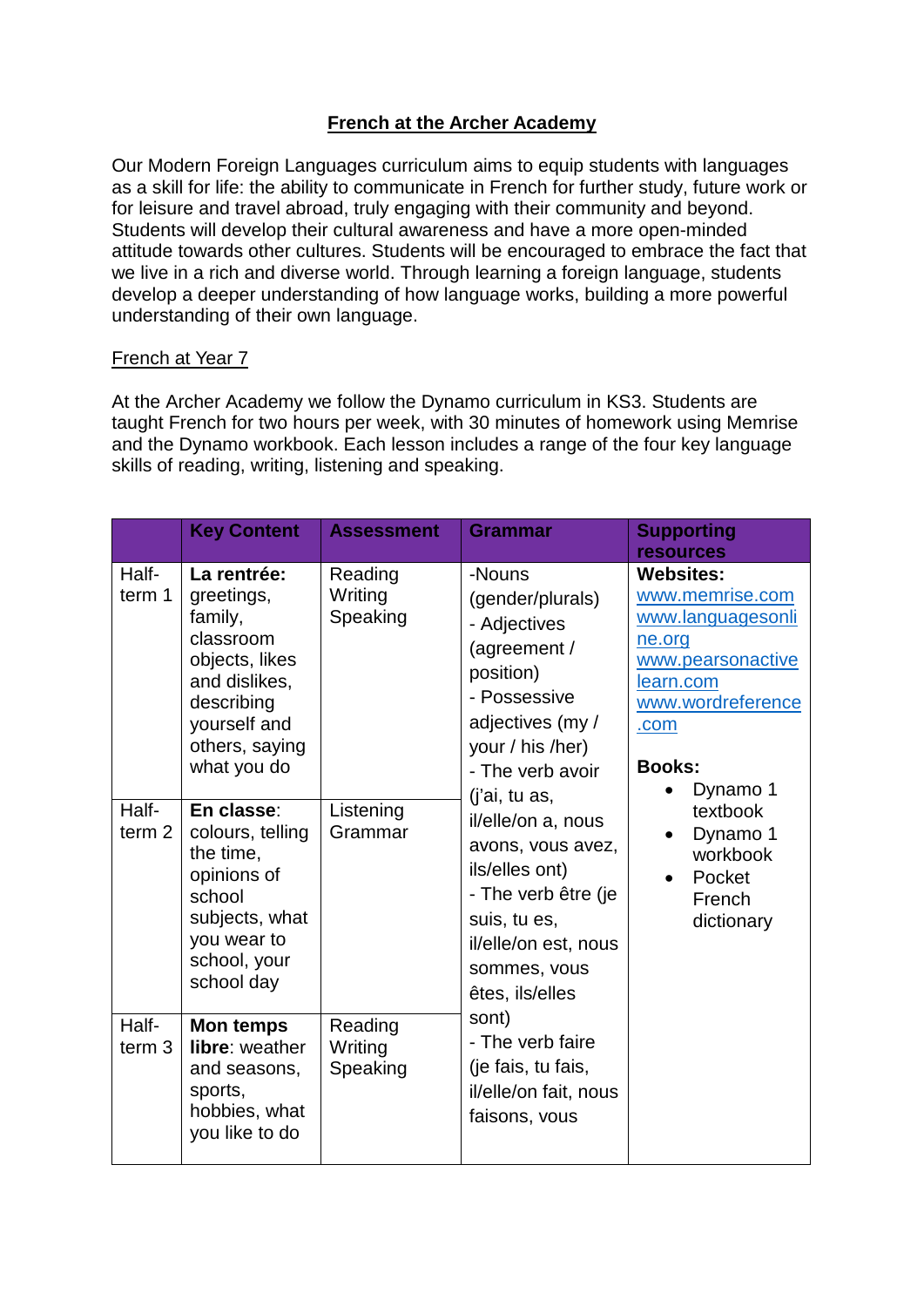# French at the Archer Academy

Our Modern Foreign Languages curriculum aims to equip students with languages as a skill for life: the ability to communicate in French for further study, future work or for leisure and travel abroad, truly engaging with their community and beyond. Students will develop their cultural awareness and have a more open-minded attitude towards other cultures. Students will be encouraged to embrace the fact that we live in a rich and diverse world. Through learning a foreign language, students develop a deeper understanding of how language works, building a more powerful understanding of their own language.

## French at Year 7

At the Archer Academy we follow the Dynamo curriculum in KS3. Students are taught French for two hours per week, with 30 minutes of homework using Memrise and the Dynamo workbook. Each lesson includes a range of the four key language skills of reading, writing, listening and speaking.

| | Key Content | Assessment | Grammar | Supporting resources |
|---|---|---|---|---|
| Half-term 1 | **La rentrée:** greetings, family, classroom objects, likes and dislikes, describing yourself and others, saying what you do | Reading Writing Speaking | -Nouns (gender/plurals)<br>- Adjectives (agreement / position)<br>- Possessive adjectives (my / your / his /her)<br>- The verb avoir (j'ai, tu as, il/elle/on a, nous avons, vous avez, ils/elles ont)<br>- The verb être (je suis, tu es, il/elle/on est, nous sommes, vous êtes, ils/elles sont)<br>- The verb faire (je fais, tu fais, il/elle/on fait, nous faisons, vous | **Websites:**<br>www.memrise.com<br>www.languagesonline.org<br>www.pearsonactivelearn.com<br>www.wordreference.com<br><br>**Books:**<br>• Dynamo 1 textbook<br>• Dynamo 1 workbook<br>• Pocket French dictionary |
| Half-term 2 | **En classe**: colours, telling the time, opinions of school subjects, what you wear to school, your school day | Listening Grammar | | |
| Half-term 3 | **Mon temps libre**: weather and seasons, sports, hobbies, what you like to do | Reading Writing Speaking | | |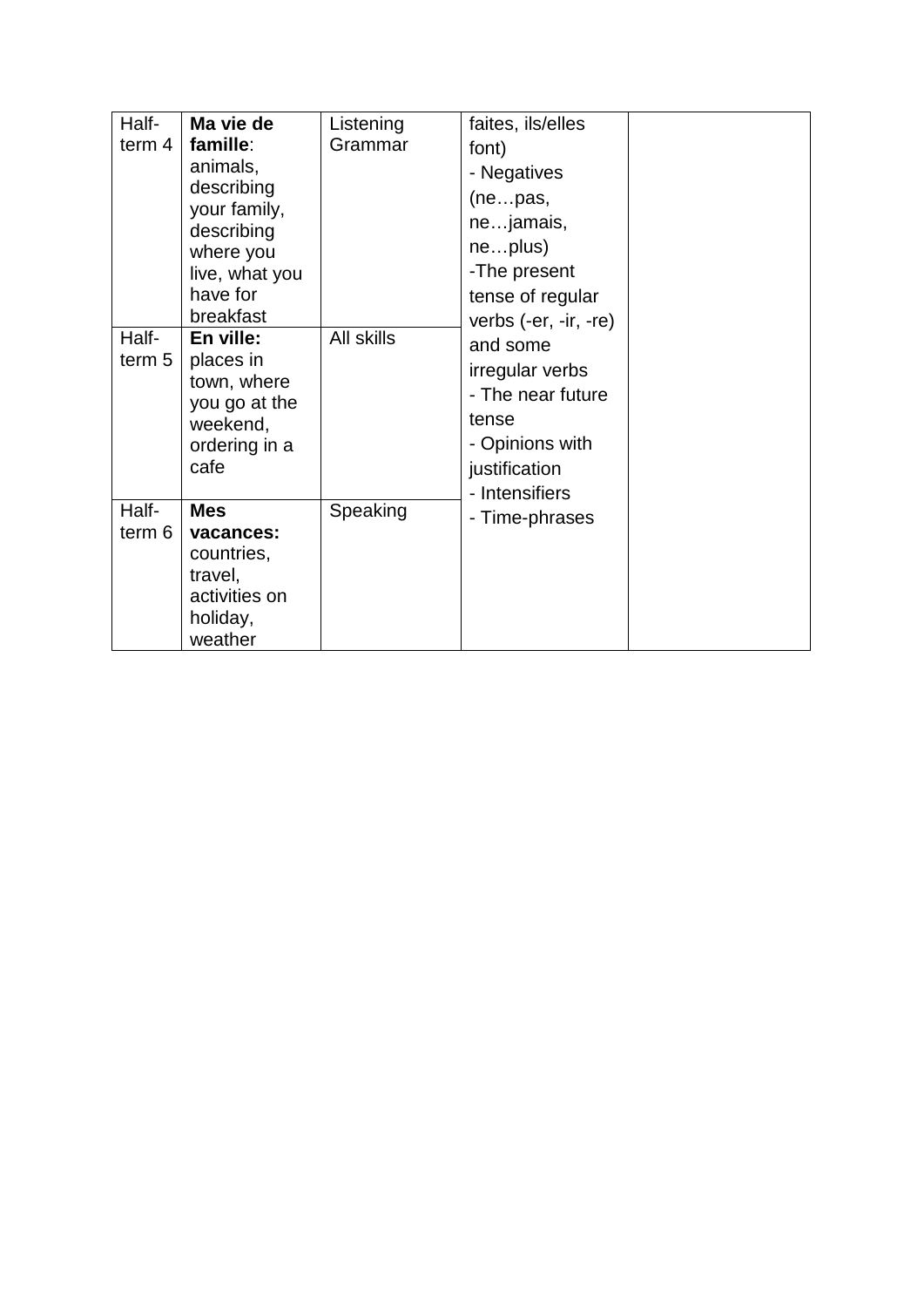| Half-term 4 | **Ma vie de famille**: animals, describing your family, describing where you live, what you have for breakfast | Listening Grammar | faites, ils/elles font)<br>- Negatives (ne…pas, ne…jamais, ne…plus)<br>-The present tense of regular verbs (-er, -ir, -re) and some irregular verbs<br>- The near future tense<br>- Opinions with justification<br>- Intensifiers<br>- Time-phrases | |
|---|---|---|---|---|
| Half-term 5 | **En ville:** places in town, where you go at the weekend, ordering in a cafe | All skills | | |
| Half-term 6 | **Mes vacances:** countries, travel, activities on holiday, weather | Speaking | | |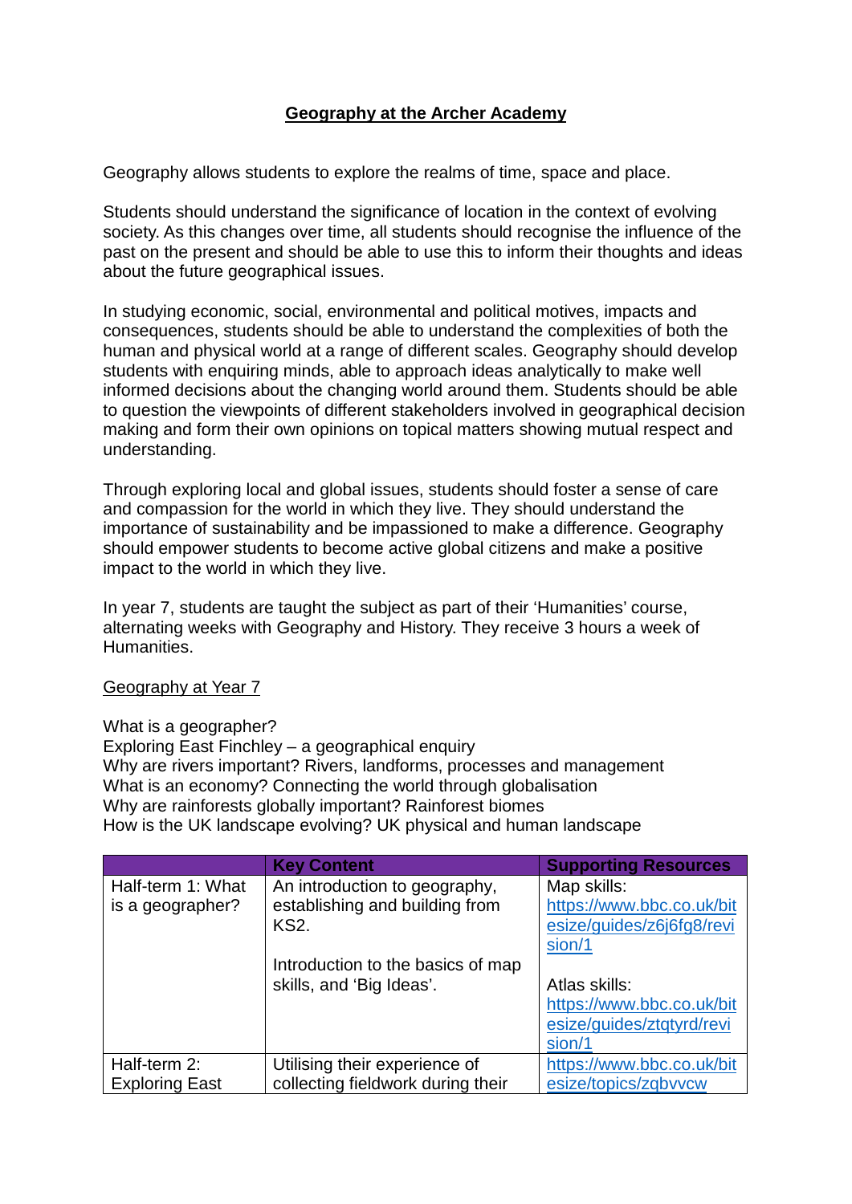# **Geography at the Archer Academy**

Geography allows students to explore the realms of time, space and place.

Students should understand the significance of location in the context of evolving society. As this changes over time, all students should recognise the influence of the past on the present and should be able to use this to inform their thoughts and ideas about the future geographical issues.

In studying economic, social, environmental and political motives, impacts and consequences, students should be able to understand the complexities of both the human and physical world at a range of different scales. Geography should develop students with enquiring minds, able to approach ideas analytically to make well informed decisions about the changing world around them. Students should be able to question the viewpoints of different stakeholders involved in geographical decision making and form their own opinions on topical matters showing mutual respect and understanding.

Through exploring local and global issues, students should foster a sense of care and compassion for the world in which they live. They should understand the importance of sustainability and be impassioned to make a difference. Geography should empower students to become active global citizens and make a positive impact to the world in which they live.

In year 7, students are taught the subject as part of their 'Humanities' course, alternating weeks with Geography and History. They receive 3 hours a week of Humanities.

## Geography at Year 7

What is a geographer?
Exploring East Finchley – a geographical enquiry
Why are rivers important? Rivers, landforms, processes and management
What is an economy? Connecting the world through globalisation
Why are rainforests globally important? Rainforest biomes
How is the UK landscape evolving? UK physical and human landscape

| | **Key Content** | **Supporting Resources** |
|---|---|---|
| Half-term 1: What is a geographer? | An introduction to geography, establishing and building from KS2.<br><br>Introduction to the basics of map skills, and 'Big Ideas'. | Map skills: https://www.bbc.co.uk/bitesize/guides/z6j6fg8/revision/1<br><br>Atlas skills: https://www.bbc.co.uk/bitesize/guides/ztqtyrd/revision/1 |
| Half-term 2: Exploring East | Utilising their experience of collecting fieldwork during their | https://www.bbc.co.uk/bitesize/topics/zqbvvcw |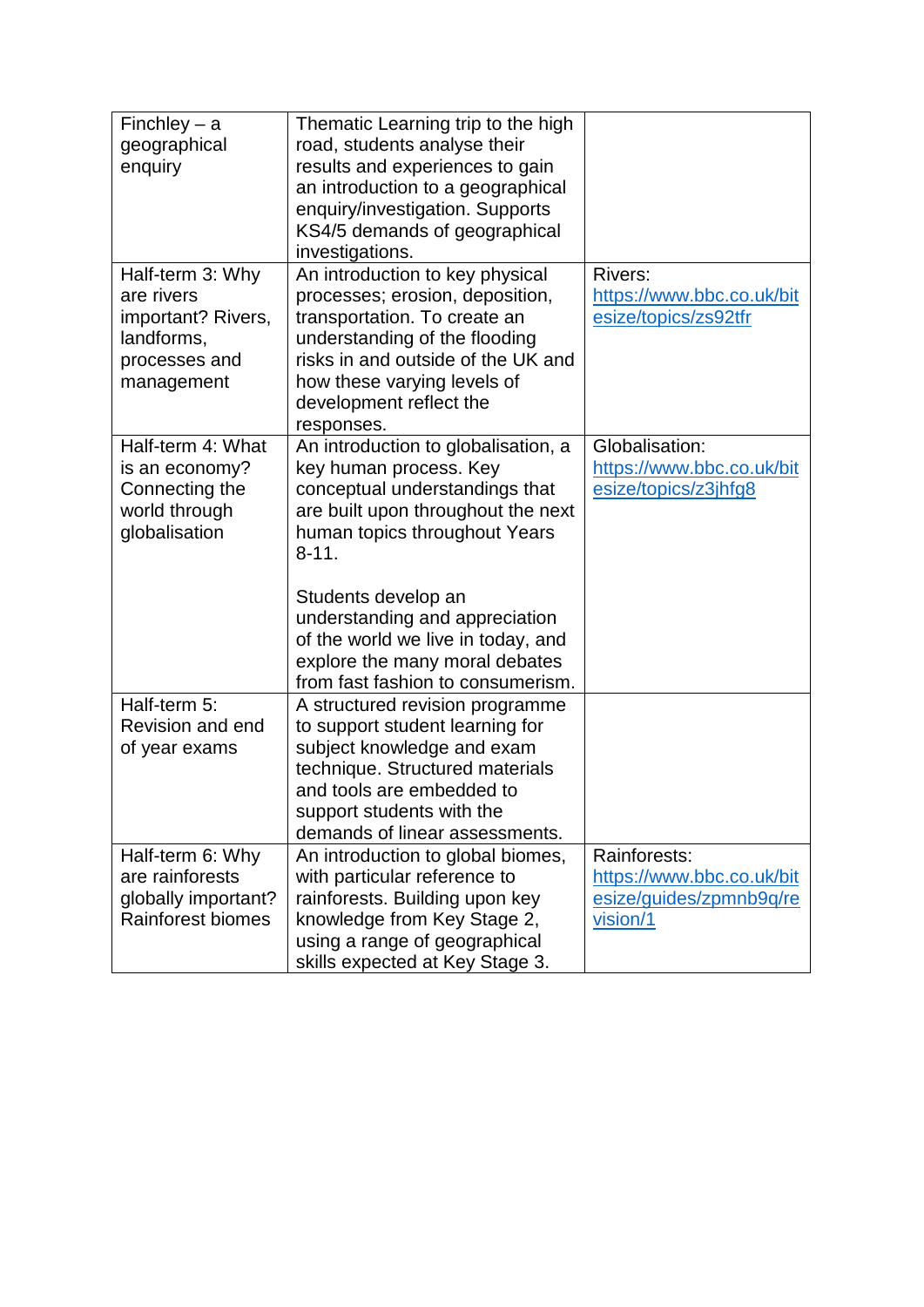| | | |
|---|---|---|
| Finchley – a geographical enquiry | Thematic Learning trip to the high road, students analyse their results and experiences to gain an introduction to a geographical enquiry/investigation. Supports KS4/5 demands of geographical investigations. | |
| Half-term 3: Why are rivers important? Rivers, landforms, processes and management | An introduction to key physical processes; erosion, deposition, transportation. To create an understanding of the flooding risks in and outside of the UK and how these varying levels of development reflect the responses. | Rivers: https://www.bbc.co.uk/bitesize/topics/zs92tfr |
| Half-term 4: What is an economy? Connecting the world through globalisation | An introduction to globalisation, a key human process. Key conceptual understandings that are built upon throughout the next human topics throughout Years 8-11.<br><br>Students develop an understanding and appreciation of the world we live in today, and explore the many moral debates from fast fashion to consumerism. | Globalisation: https://www.bbc.co.uk/bitesize/topics/z3jhfg8 |
| Half-term 5: Revision and end of year exams | A structured revision programme to support student learning for subject knowledge and exam technique. Structured materials and tools are embedded to support students with the demands of linear assessments. | |
| Half-term 6: Why are rainforests globally important? Rainforest biomes | An introduction to global biomes, with particular reference to rainforests. Building upon key knowledge from Key Stage 2, using a range of geographical skills expected at Key Stage 3. | Rainforests: https://www.bbc.co.uk/bitesize/guides/zpmnb9q/revision/1 |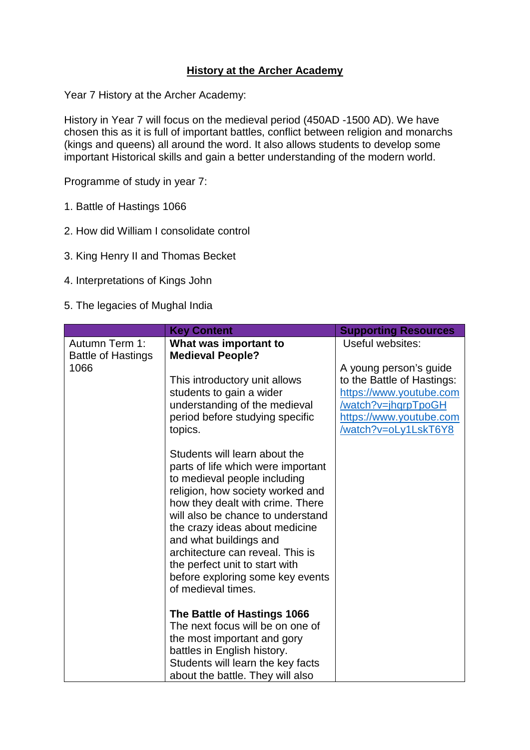# History at the Archer Academy

Year 7 History at the Archer Academy:

History in Year 7 will focus on the medieval period (450AD -1500 AD). We have chosen this as it is full of important battles, conflict between religion and monarchs (kings and queens) all around the word. It also allows students to develop some important Historical skills and gain a better understanding of the modern world.

Programme of study in year 7:

1. Battle of Hastings 1066
2. How did William I consolidate control
3. King Henry II and Thomas Becket
4. Interpretations of Kings John
5. The legacies of Mughal India

| | Key Content | Supporting Resources |
|---|---|---|
| Autumn Term 1: Battle of Hastings 1066 | **What was important to Medieval People?**<br><br>This introductory unit allows students to gain a wider understanding of the medieval period before studying specific topics.<br><br>Students will learn about the parts of life which were important to medieval people including religion, how society worked and how they dealt with crime. There will also be chance to understand the crazy ideas about medicine and what buildings and architecture can reveal. This is the perfect unit to start with before exploring some key events of medieval times.<br><br>**The Battle of Hastings 1066**<br>The next focus will be on one of the most important and gory battles in English history. Students will learn the key facts about the battle. They will also | Useful websites:<br><br>A young person's guide to the Battle of Hastings:<br>https://www.youtube.com/watch?v=jhqrpTpoGH<br>https://www.youtube.com/watch?v=oLy1LskT6Y8 |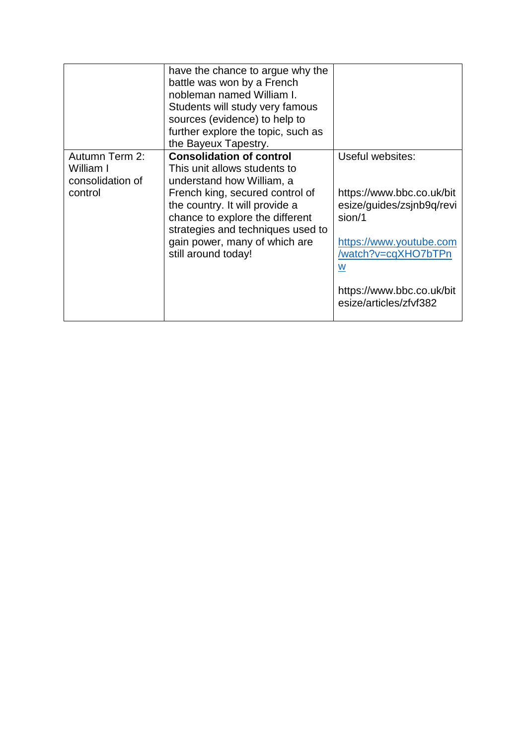| | | |
|---|---|---|
| | have the chance to argue why the battle was won by a French nobleman named William I. Students will study very famous sources (evidence) to help to further explore the topic, such as the Bayeux Tapestry. | |
| Autumn Term 2: William I consolidation of control | **Consolidation of control** This unit allows students to understand how William, a French king, secured control of the country. It will provide a chance to explore the different strategies and techniques used to gain power, many of which are still around today! | Useful websites:<br><br>https://www.bbc.co.uk/bitesize/guides/zsjnb9q/revision/1<br><br>https://www.youtube.com/watch?v=cqXHO7bTPnw<br><br>https://www.bbc.co.uk/bitesize/articles/zfvf382 |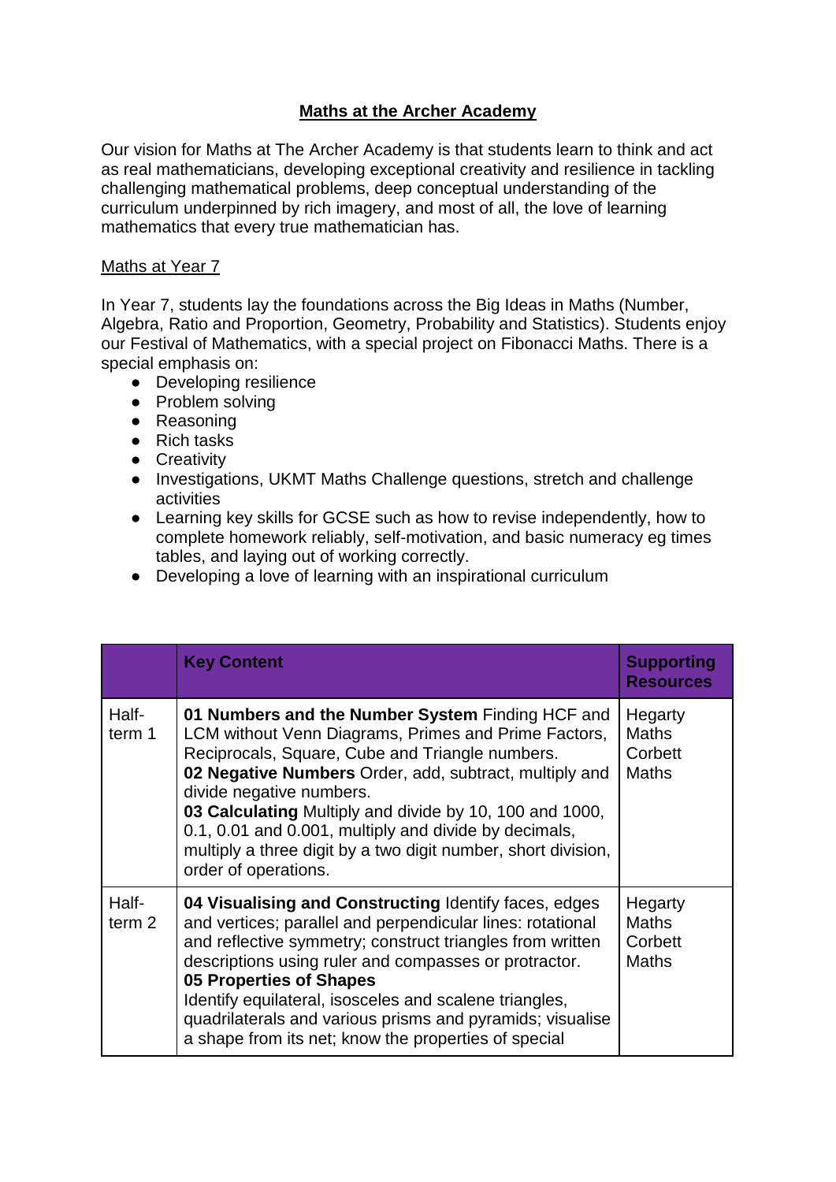## Maths at the Archer Academy

Our vision for Maths at The Archer Academy is that students learn to think and act as real mathematicians, developing exceptional creativity and resilience in tackling challenging mathematical problems, deep conceptual understanding of the curriculum underpinned by rich imagery, and most of all, the love of learning mathematics that every true mathematician has.

### Maths at Year 7

In Year 7, students lay the foundations across the Big Ideas in Maths (Number, Algebra, Ratio and Proportion, Geometry, Probability and Statistics). Students enjoy our Festival of Mathematics, with a special project on Fibonacci Maths. There is a special emphasis on:

- Developing resilience
- Problem solving
- Reasoning
- Rich tasks
- Creativity
- Investigations, UKMT Maths Challenge questions, stretch and challenge activities
- Learning key skills for GCSE such as how to revise independently, how to complete homework reliably, self-motivation, and basic numeracy eg times tables, and laying out of working correctly.
- Developing a love of learning with an inspirational curriculum

| | **Key Content** | **Supporting Resources** |
|---|---|---|
| Half-term 1 | **01 Numbers and the Number System** Finding HCF and LCM without Venn Diagrams, Primes and Prime Factors, Reciprocals, Square, Cube and Triangle numbers. **02 Negative Numbers** Order, add, subtract, multiply and divide negative numbers. **03 Calculating** Multiply and divide by 10, 100 and 1000, 0.1, 0.01 and 0.001, multiply and divide by decimals, multiply a three digit by a two digit number, short division, order of operations. | Hegarty Maths Corbett Maths |
| Half-term 2 | **04 Visualising and Constructing** Identify faces, edges and vertices; parallel and perpendicular lines: rotational and reflective symmetry; construct triangles from written descriptions using ruler and compasses or protractor. **05 Properties of Shapes** Identify equilateral, isosceles and scalene triangles, quadrilaterals and various prisms and pyramids; visualise a shape from its net; know the properties of special | Hegarty Maths Corbett Maths |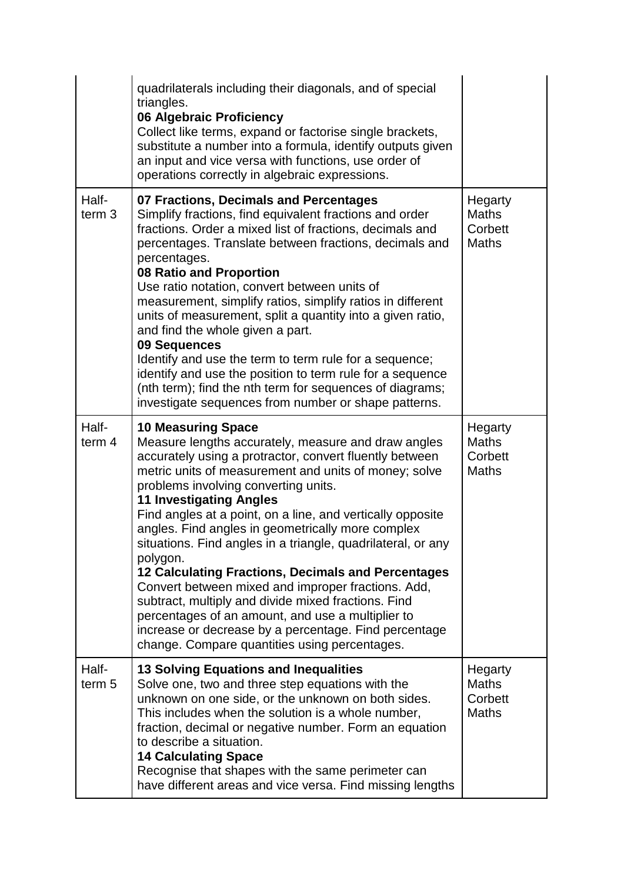| | | |
|---|---|---|
| | quadrilaterals including their diagonals, and of special triangles.<br>**06 Algebraic Proficiency**<br>Collect like terms, expand or factorise single brackets, substitute a number into a formula, identify outputs given an input and vice versa with functions, use order of operations correctly in algebraic expressions. | |
| Half-term 3 | **07 Fractions, Decimals and Percentages**<br>Simplify fractions, find equivalent fractions and order fractions. Order a mixed list of fractions, decimals and percentages. Translate between fractions, decimals and percentages.<br>**08 Ratio and Proportion**<br>Use ratio notation, convert between units of measurement, simplify ratios, simplify ratios in different units of measurement, split a quantity into a given ratio, and find the whole given a part.<br>**09 Sequences**<br>Identify and use the term to term rule for a sequence; identify and use the position to term rule for a sequence (nth term); find the nth term for sequences of diagrams; investigate sequences from number or shape patterns. | Hegarty Maths Corbett Maths |
| Half-term 4 | **10 Measuring Space**<br>Measure lengths accurately, measure and draw angles accurately using a protractor, convert fluently between metric units of measurement and units of money; solve problems involving converting units.<br>**11 Investigating Angles**<br>Find angles at a point, on a line, and vertically opposite angles. Find angles in geometrically more complex situations. Find angles in a triangle, quadrilateral, or any polygon.<br>**12 Calculating Fractions, Decimals and Percentages**<br>Convert between mixed and improper fractions. Add, subtract, multiply and divide mixed fractions. Find percentages of an amount, and use a multiplier to increase or decrease by a percentage. Find percentage change. Compare quantities using percentages. | Hegarty Maths Corbett Maths |
| Half-term 5 | **13 Solving Equations and Inequalities**<br>Solve one, two and three step equations with the unknown on one side, or the unknown on both sides. This includes when the solution is a whole number, fraction, decimal or negative number. Form an equation to describe a situation.<br>**14 Calculating Space**<br>Recognise that shapes with the same perimeter can have different areas and vice versa. Find missing lengths | Hegarty Maths Corbett Maths |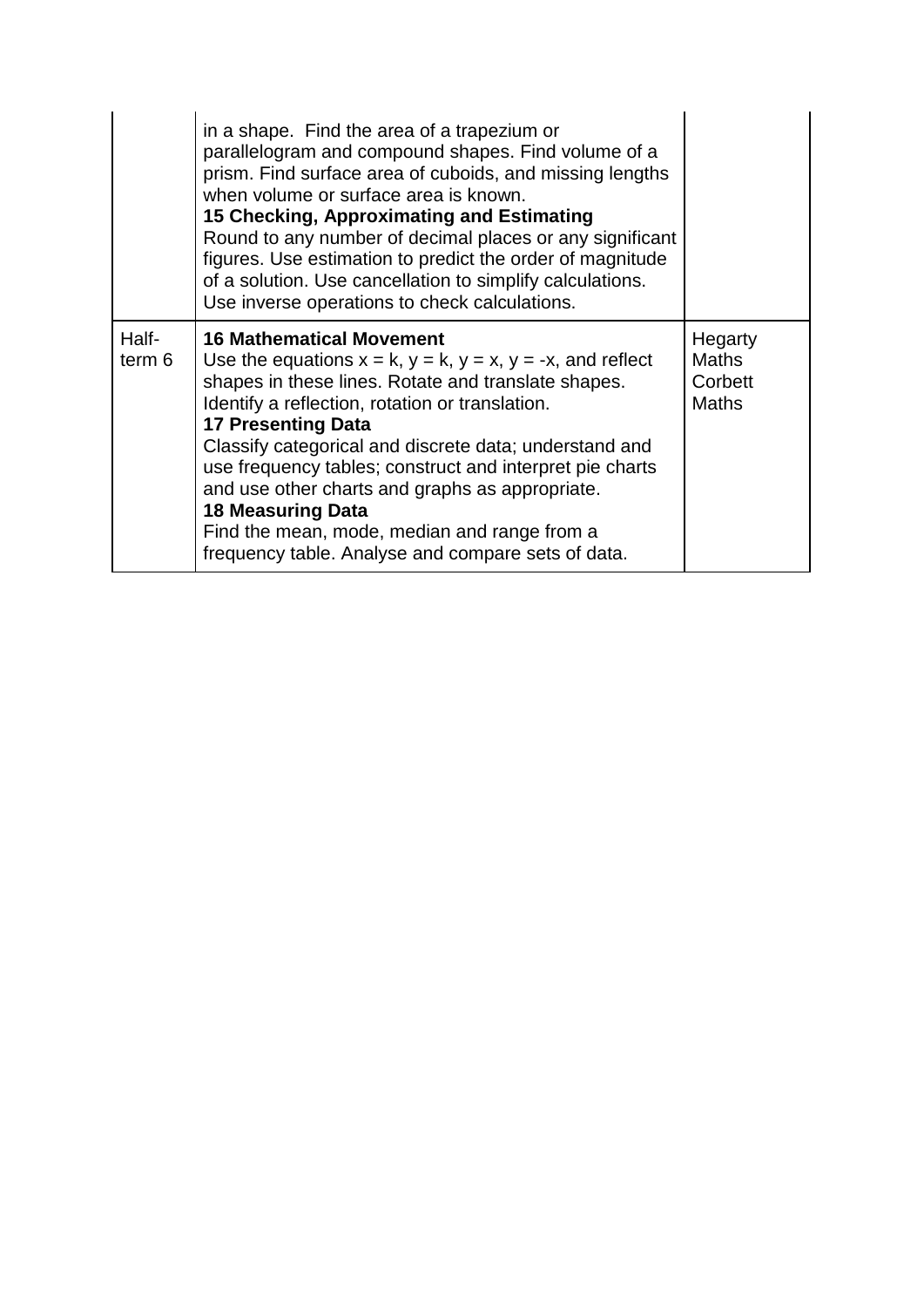| | | |
|---|---|---|
| | in a shape. Find the area of a trapezium or parallelogram and compound shapes. Find volume of a prism. Find surface area of cuboids, and missing lengths when volume or surface area is known.<br>**15 Checking, Approximating and Estimating**<br>Round to any number of decimal places or any significant figures. Use estimation to predict the order of magnitude of a solution. Use cancellation to simplify calculations. Use inverse operations to check calculations. | |
| Half-term 6 | **16 Mathematical Movement**<br>Use the equations $x = k$, $y = k$, $y = x$, $y = -x$, and reflect shapes in these lines. Rotate and translate shapes. Identify a reflection, rotation or translation.<br>**17 Presenting Data**<br>Classify categorical and discrete data; understand and use frequency tables; construct and interpret pie charts and use other charts and graphs as appropriate.<br>**18 Measuring Data**<br>Find the mean, mode, median and range from a frequency table. Analyse and compare sets of data. | Hegarty Maths<br>Corbett Maths |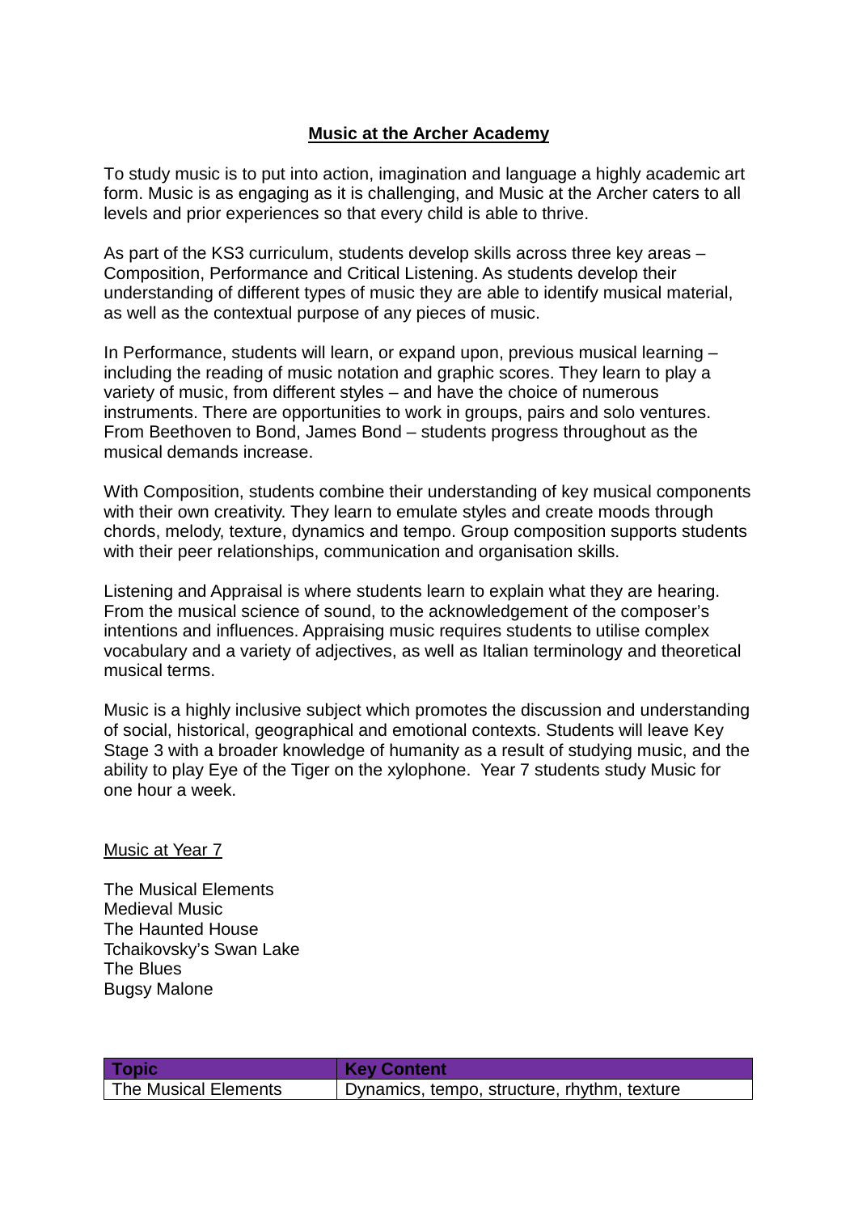# **Music at the Archer Academy**

To study music is to put into action, imagination and language a highly academic art form. Music is as engaging as it is challenging, and Music at the Archer caters to all levels and prior experiences so that every child is able to thrive.

As part of the KS3 curriculum, students develop skills across three key areas – Composition, Performance and Critical Listening. As students develop their understanding of different types of music they are able to identify musical material, as well as the contextual purpose of any pieces of music.

In Performance, students will learn, or expand upon, previous musical learning – including the reading of music notation and graphic scores. They learn to play a variety of music, from different styles – and have the choice of numerous instruments. There are opportunities to work in groups, pairs and solo ventures. From Beethoven to Bond, James Bond – students progress throughout as the musical demands increase.

With Composition, students combine their understanding of key musical components with their own creativity. They learn to emulate styles and create moods through chords, melody, texture, dynamics and tempo. Group composition supports students with their peer relationships, communication and organisation skills.

Listening and Appraisal is where students learn to explain what they are hearing. From the musical science of sound, to the acknowledgement of the composer's intentions and influences. Appraising music requires students to utilise complex vocabulary and a variety of adjectives, as well as Italian terminology and theoretical musical terms.

Music is a highly inclusive subject which promotes the discussion and understanding of social, historical, geographical and emotional contexts. Students will leave Key Stage 3 with a broader knowledge of humanity as a result of studying music, and the ability to play Eye of the Tiger on the xylophone. Year 7 students study Music for one hour a week.

## Music at Year 7

The Musical Elements
Medieval Music
The Haunted House
Tchaikovsky's Swan Lake
The Blues
Bugsy Malone

| Topic | Key Content |
|---|---|
| The Musical Elements | Dynamics, tempo, structure, rhythm, texture |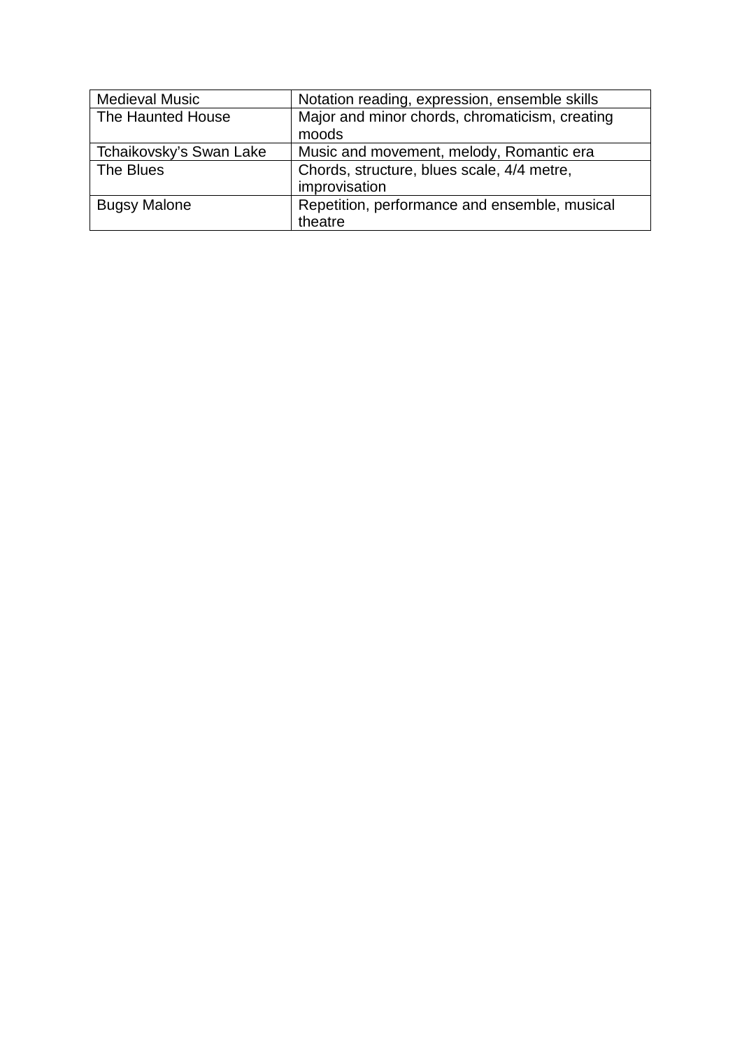| Medieval Music | Notation reading, expression, ensemble skills |
|---|---|
| The Haunted House | Major and minor chords, chromaticism, creating moods |
| Tchaikovsky's Swan Lake | Music and movement, melody, Romantic era |
| The Blues | Chords, structure, blues scale, 4/4 metre, improvisation |
| Bugsy Malone | Repetition, performance and ensemble, musical theatre |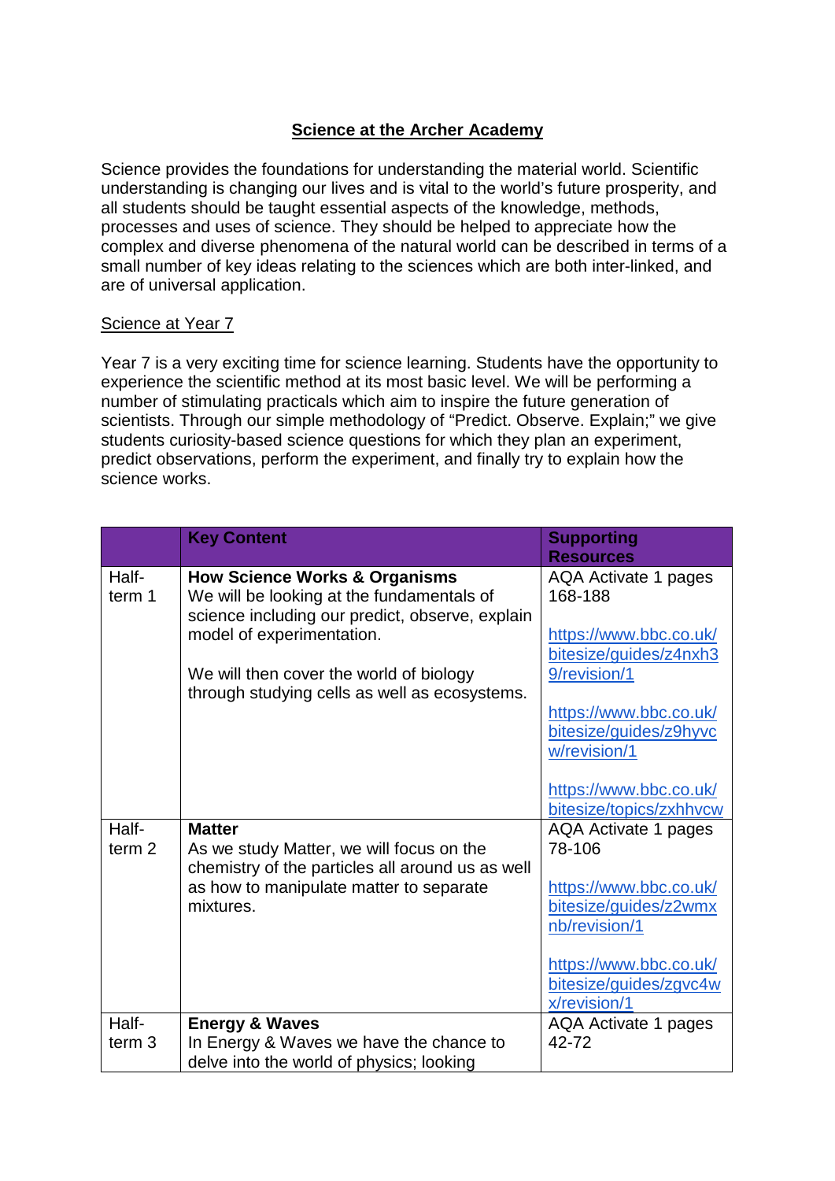# Science at the Archer Academy

Science provides the foundations for understanding the material world. Scientific understanding is changing our lives and is vital to the world's future prosperity, and all students should be taught essential aspects of the knowledge, methods, processes and uses of science. They should be helped to appreciate how the complex and diverse phenomena of the natural world can be described in terms of a small number of key ideas relating to the sciences which are both inter-linked, and are of universal application.

## Science at Year 7

Year 7 is a very exciting time for science learning. Students have the opportunity to experience the scientific method at its most basic level. We will be performing a number of stimulating practicals which aim to inspire the future generation of scientists. Through our simple methodology of "Predict. Observe. Explain;" we give students curiosity-based science questions for which they plan an experiment, predict observations, perform the experiment, and finally try to explain how the science works.

| | Key Content | Supporting Resources |
|---|---|---|
| Half-term 1 | **How Science Works & Organisms**<br>We will be looking at the fundamentals of science including our predict, observe, explain model of experimentation.<br><br>We will then cover the world of biology through studying cells as well as ecosystems. | AQA Activate 1 pages 168-188<br><br>https://www.bbc.co.uk/bitesize/guides/z4nxh39/revision/1<br><br>https://www.bbc.co.uk/bitesize/guides/z9hyvcw/revision/1<br><br>https://www.bbc.co.uk/bitesize/topics/zxhhvcw |
| Half-term 2 | **Matter**<br>As we study Matter, we will focus on the chemistry of the particles all around us as well as how to manipulate matter to separate mixtures. | AQA Activate 1 pages 78-106<br><br>https://www.bbc.co.uk/bitesize/guides/z2wmxnb/revision/1<br><br>https://www.bbc.co.uk/bitesize/guides/zgvc4wx/revision/1 |
| Half-term 3 | **Energy & Waves**<br>In Energy & Waves we have the chance to delve into the world of physics; looking | AQA Activate 1 pages 42-72 |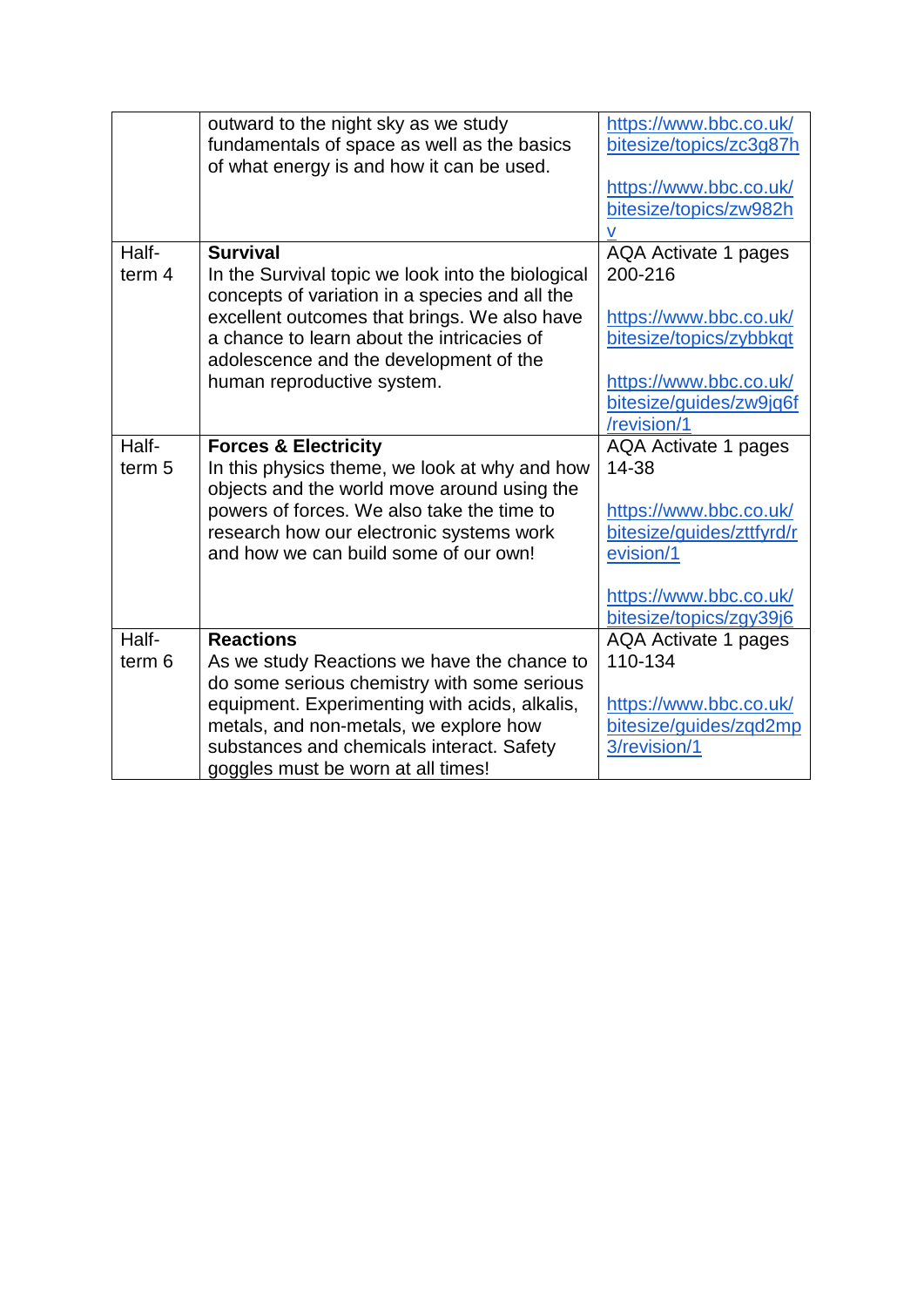| | | |
|---|---|---|
| | outward to the night sky as we study fundamentals of space as well as the basics of what energy is and how it can be used. | https://www.bbc.co.uk/bitesize/topics/zc3g87h<br><br>https://www.bbc.co.uk/bitesize/topics/zw982hv |
| Half-term 4 | **Survival**<br>In the Survival topic we look into the biological concepts of variation in a species and all the excellent outcomes that brings. We also have a chance to learn about the intricacies of adolescence and the development of the human reproductive system. | AQA Activate 1 pages 200-216<br><br>https://www.bbc.co.uk/bitesize/topics/zybbkqt<br><br>https://www.bbc.co.uk/bitesize/guides/zw9jq6f/revision/1 |
| Half-term 5 | **Forces & Electricity**<br>In this physics theme, we look at why and how objects and the world move around using the powers of forces. We also take the time to research how our electronic systems work and how we can build some of our own! | AQA Activate 1 pages 14-38<br><br>https://www.bbc.co.uk/bitesize/guides/zttfyrd/revision/1<br><br>https://www.bbc.co.uk/bitesize/topics/zgy39j6 |
| Half-term 6 | **Reactions**<br>As we study Reactions we have the chance to do some serious chemistry with some serious equipment. Experimenting with acids, alkalis, metals, and non-metals, we explore how substances and chemicals interact. Safety goggles must be worn at all times! | AQA Activate 1 pages 110-134<br><br>https://www.bbc.co.uk/bitesize/guides/zqd2mp3/revision/1 |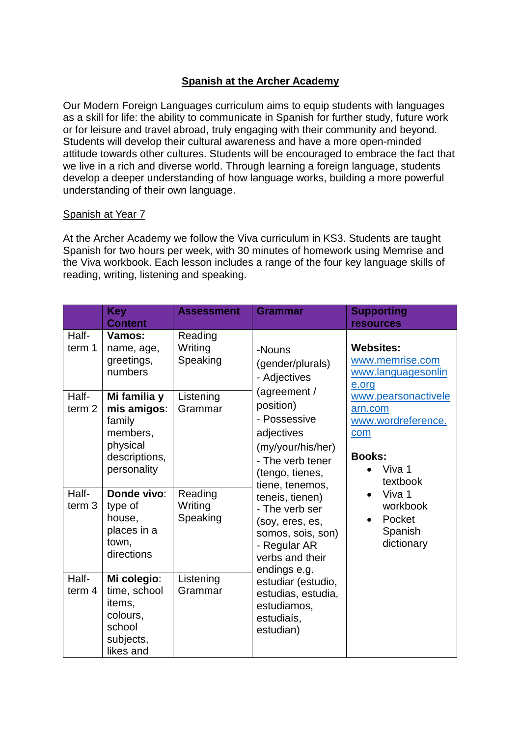## Spanish at the Archer Academy

Our Modern Foreign Languages curriculum aims to equip students with languages as a skill for life: the ability to communicate in Spanish for further study, future work or for leisure and travel abroad, truly engaging with their community and beyond. Students will develop their cultural awareness and have a more open-minded attitude towards other cultures. Students will be encouraged to embrace the fact that we live in a rich and diverse world. Through learning a foreign language, students develop a deeper understanding of how language works, building a more powerful understanding of their own language.

### Spanish at Year 7

At the Archer Academy we follow the Viva curriculum in KS3. Students are taught Spanish for two hours per week, with 30 minutes of homework using Memrise and the Viva workbook. Each lesson includes a range of the four key language skills of reading, writing, listening and speaking.

| | Key Content | Assessment | Grammar | Supporting resources |
|---|---|---|---|---|
| Half-term 1 | **Vamos:** name, age, greetings, numbers | Reading Writing Speaking | -Nouns (gender/plurals)<br>- Adjectives (agreement / position)<br>- Possessive adjectives (my/your/his/her)<br>- The verb tener (tengo, tienes, tiene, tenemos, teneis, tienen)<br>- The verb ser (soy, eres, es, somos, sois, son)<br>- Regular AR verbs and their endings e.g. estudiar (estudio, estudias, estudia, estudiamos, estudiaís, estudian) | **Websites:**<br>www.memrise.com<br>www.languagesonline.org<br>www.pearsonactivelearn.com<br>www.wordreference.com<br><br>**Books:**<br>• Viva 1 textbook<br>• Viva 1 workbook<br>• Pocket Spanish dictionary |
| Half-term 2 | **Mi familia y mis amigos**: family members, physical descriptions, personality | Listening Grammar | | |
| Half-term 3 | **Donde vivo**: type of house, places in a town, directions | Reading Writing Speaking | | |
| Half-term 4 | **Mi colegio**: time, school items, colours, school subjects, likes and | Listening Grammar | | |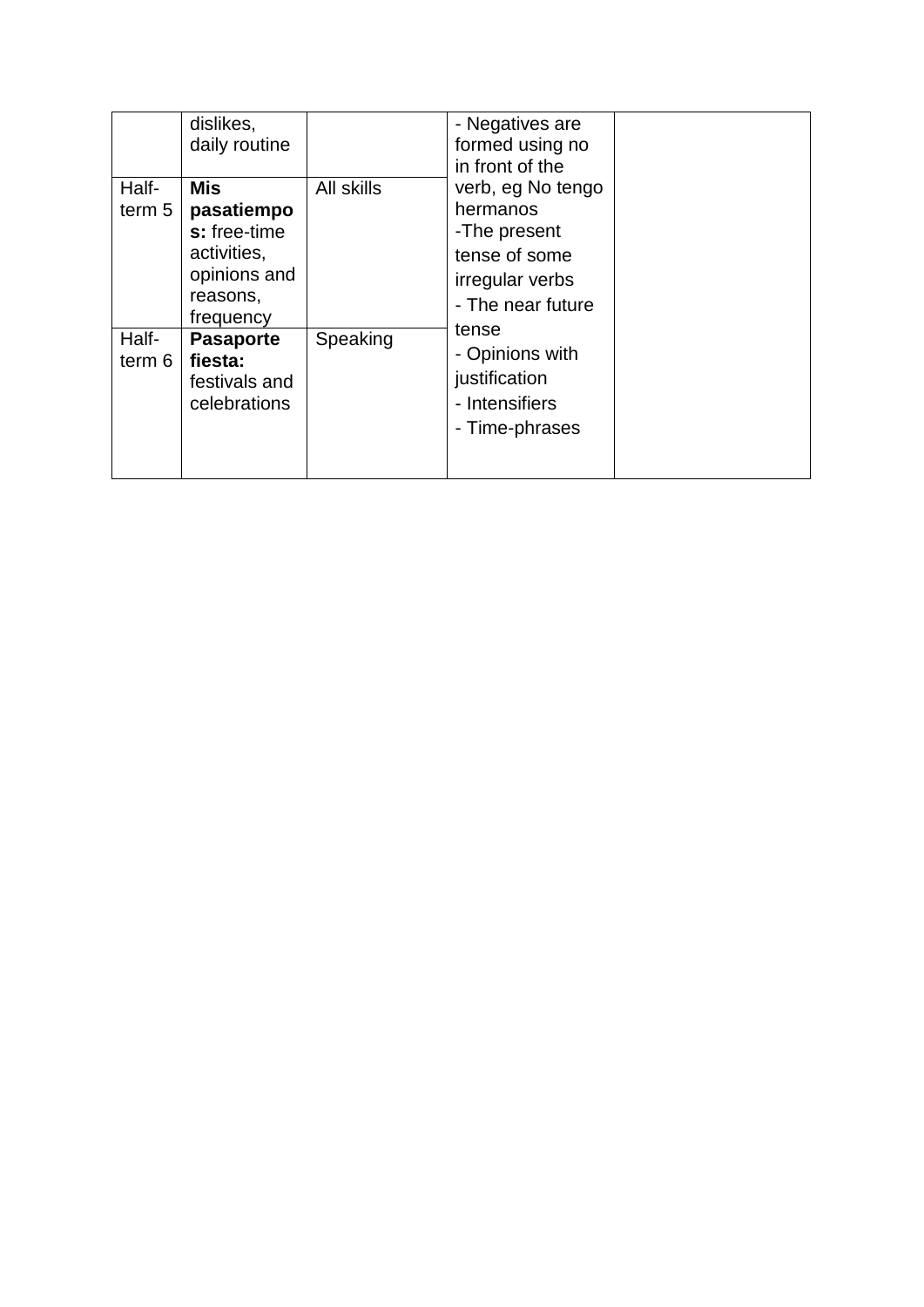| | | | | |
|---|---|---|---|---|
| | dislikes, daily routine | | - Negatives are formed using no in front of the verb, eg No tengo hermanos<br>-The present tense of some irregular verbs<br>- The near future tense<br>- Opinions with justification<br>- Intensifiers<br>- Time-phrases | |
| Half-term 5 | **Mis pasatiempos:** free-time activities, opinions and reasons, frequency | All skills | | |
| Half-term 6 | **Pasaporte fiesta:** festivals and celebrations | Speaking | | |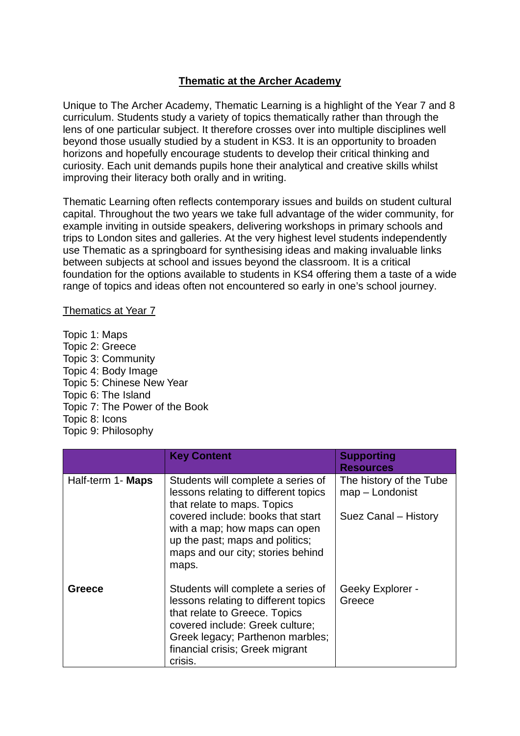# Thematic at the Archer Academy

Unique to The Archer Academy, Thematic Learning is a highlight of the Year 7 and 8 curriculum. Students study a variety of topics thematically rather than through the lens of one particular subject. It therefore crosses over into multiple disciplines well beyond those usually studied by a student in KS3. It is an opportunity to broaden horizons and hopefully encourage students to develop their critical thinking and curiosity. Each unit demands pupils hone their analytical and creative skills whilst improving their literacy both orally and in writing.

Thematic Learning often reflects contemporary issues and builds on student cultural capital. Throughout the two years we take full advantage of the wider community, for example inviting in outside speakers, delivering workshops in primary schools and trips to London sites and galleries. At the very highest level students independently use Thematic as a springboard for synthesising ideas and making invaluable links between subjects at school and issues beyond the classroom. It is a critical foundation for the options available to students in KS4 offering them a taste of a wide range of topics and ideas often not encountered so early in one's school journey.

## Thematics at Year 7

Topic 1: Maps
Topic 2: Greece
Topic 3: Community
Topic 4: Body Image
Topic 5: Chinese New Year
Topic 6: The Island
Topic 7: The Power of the Book
Topic 8: Icons
Topic 9: Philosophy

| | **Key Content** | **Supporting Resources** |
|---|---|---|
| Half-term 1- **Maps** | Students will complete a series of lessons relating to different topics that relate to maps. Topics covered include: books that start with a map; how maps can open up the past; maps and politics; maps and our city; stories behind maps. | The history of the Tube map – Londonist<br><br>Suez Canal – History |
| **Greece** | Students will complete a series of lessons relating to different topics that relate to Greece. Topics covered include: Greek culture; Greek legacy; Parthenon marbles; financial crisis; Greek migrant crisis. | Geeky Explorer - Greece |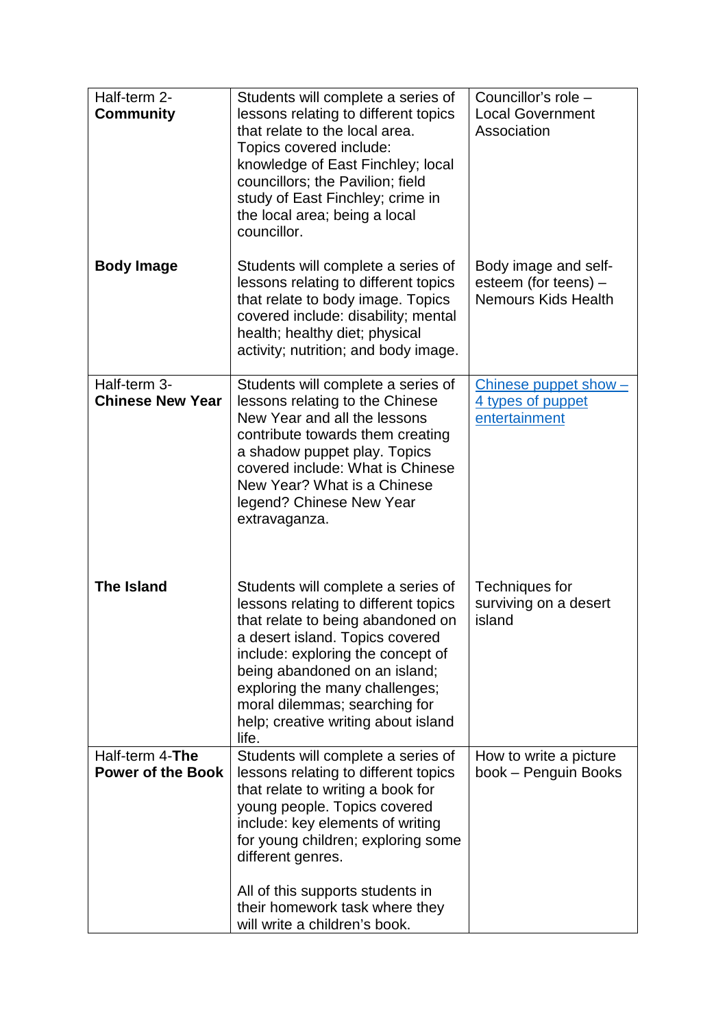| | | |
|---|---|---|
| Half-term 2- **Community** | Students will complete a series of lessons relating to different topics that relate to the local area. Topics covered include: knowledge of East Finchley; local councillors; the Pavilion; field study of East Finchley; crime in the local area; being a local councillor. | Councillor's role – Local Government Association |
| **Body Image** | Students will complete a series of lessons relating to different topics that relate to body image. Topics covered include: disability; mental health; healthy diet; physical activity; nutrition; and body image. | Body image and self-esteem (for teens) – Nemours Kids Health |
| Half-term 3- **Chinese New Year** | Students will complete a series of lessons relating to the Chinese New Year and all the lessons contribute towards them creating a shadow puppet play. Topics covered include: What is Chinese New Year? What is a Chinese legend? Chinese New Year extravaganza. | Chinese puppet show – 4 types of puppet entertainment |
| **The Island** | Students will complete a series of lessons relating to different topics that relate to being abandoned on a desert island. Topics covered include: exploring the concept of being abandoned on an island; exploring the many challenges; moral dilemmas; searching for help; creative writing about island life. | Techniques for surviving on a desert island |
| Half-term 4-**The Power of the Book** | Students will complete a series of lessons relating to different topics that relate to writing a book for young people. Topics covered include: key elements of writing for young children; exploring some different genres.<br><br>All of this supports students in their homework task where they will write a children's book. | How to write a picture book – Penguin Books |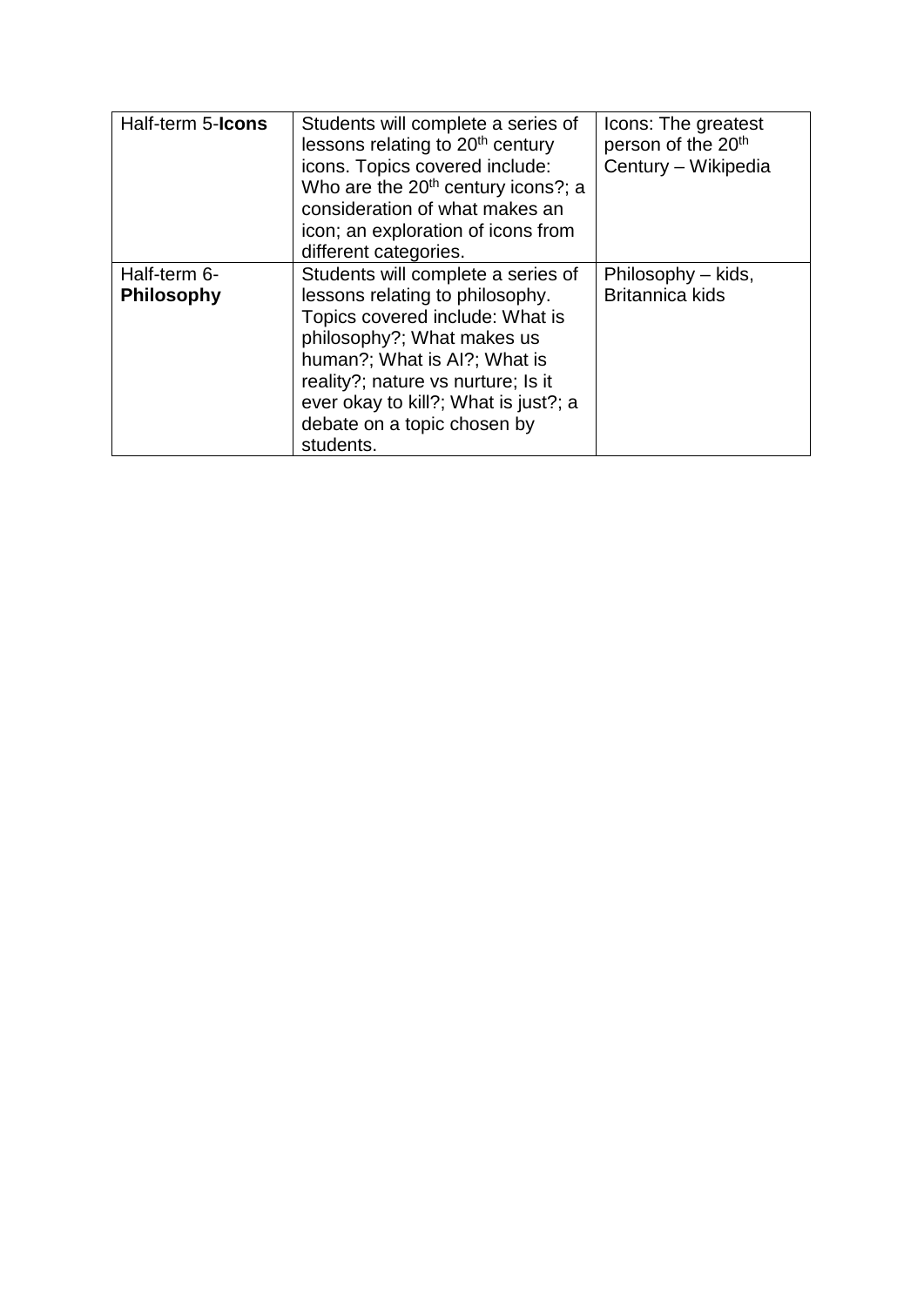| | | |
|---|---|---|
| Half-term 5-**Icons** | Students will complete a series of lessons relating to 20th century icons. Topics covered include: Who are the 20th century icons?; a consideration of what makes an icon; an exploration of icons from different categories. | Icons: The greatest person of the 20th Century – Wikipedia |
| Half-term 6-**Philosophy** | Students will complete a series of lessons relating to philosophy. Topics covered include: What is philosophy?; What makes us human?; What is AI?; What is reality?; nature vs nurture; Is it ever okay to kill?; What is just?; a debate on a topic chosen by students. | Philosophy – kids, Britannica kids |